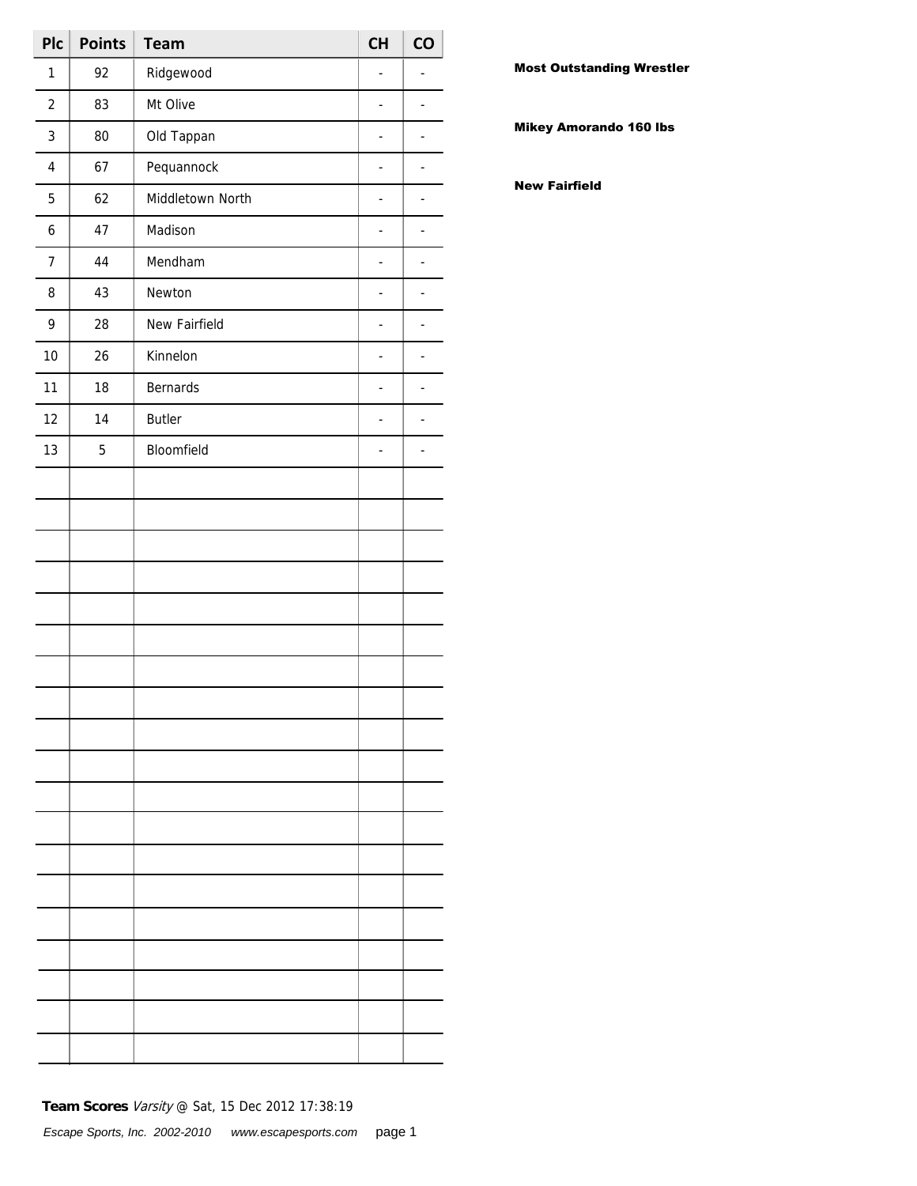| Plc | Points | Team | CH | CO |
| --- | --- | --- | --- | --- |
| 1 | 92 | Ridgewood | - | - |
| 2 | 83 | Mt Olive | - | - |
| 3 | 80 | Old Tappan | - | - |
| 4 | 67 | Pequannock | - | - |
| 5 | 62 | Middletown North | - | - |
| 6 | 47 | Madison | - | - |
| 7 | 44 | Mendham | - | - |
| 8 | 43 | Newton | - | - |
| 9 | 28 | New Fairfield | - | - |
| 10 | 26 | Kinnelon | - | - |
| 11 | 18 | Bernards | - | - |
| 12 | 14 | Butler | - | - |
| 13 | 5 | Bloomfield | - | - |

**Most Outstanding Wrestler**

**Mikey Amorando 160 lbs**

**New Fairfield**

**Team Scores** *Varsity* @ Sat, 15 Dec 2012 17:38:19

*Escape Sports, Inc. 2002-2010 www.escapesports.com*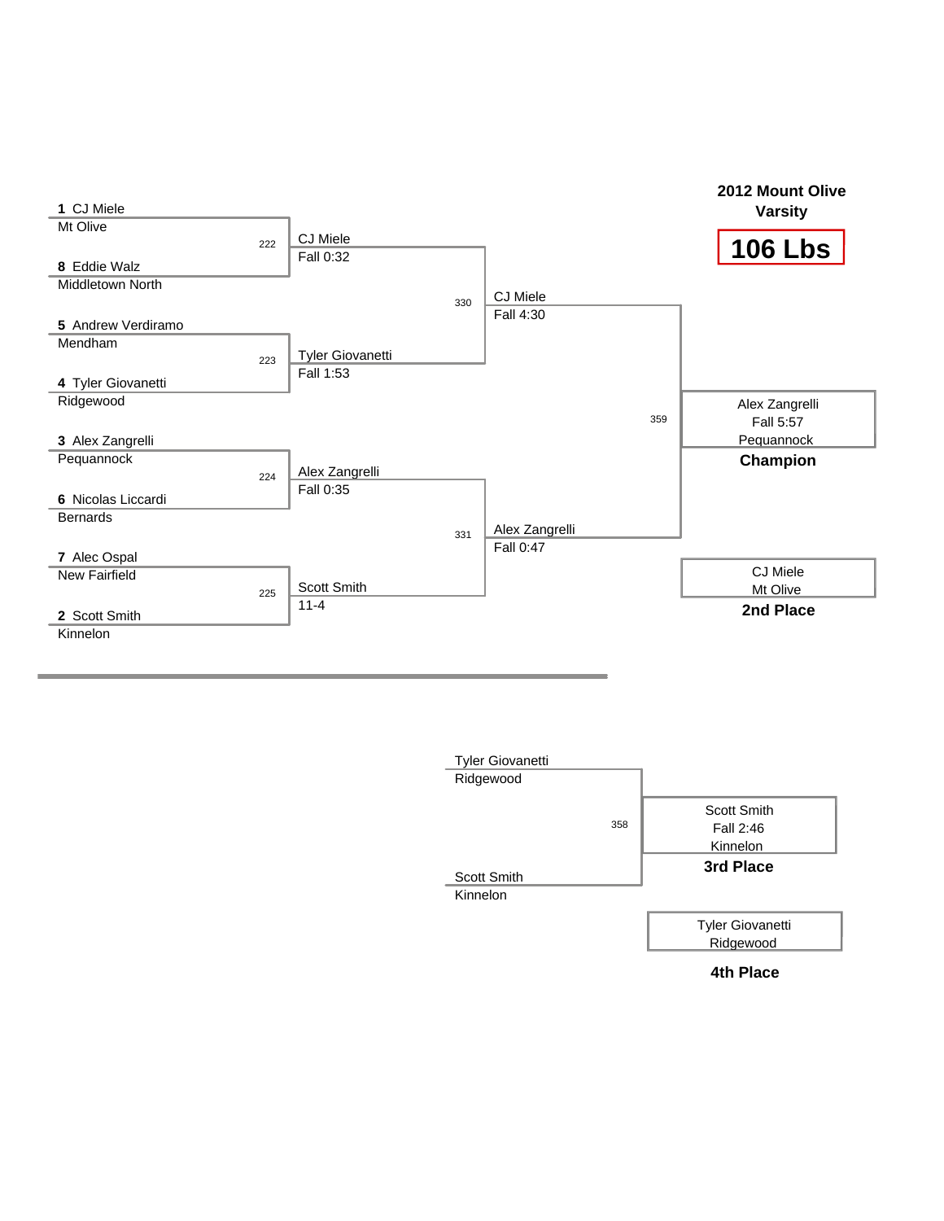## 2012 Mount Olive Varsity

## 106 Lbs

### Championship Bracket

**Quarterfinals**

| Bout | Wrestler | Team | Winner | Result |
|---|---|---|---|---|
| 222 | 1 CJ Miele | Mt Olive | CJ Miele | Fall 0:32 |
| | 8 Eddie Walz | Middletown North | | |
| 223 | 5 Andrew Verdiramo | Mendham | Tyler Giovanetti | Fall 1:53 |
| | 4 Tyler Giovanetti | Ridgewood | | |
| 224 | 3 Alex Zangrelli | Pequannock | Alex Zangrelli | Fall 0:35 |
| | 6 Nicolas Liccardi | Bernards | | |
| 225 | 7 Alec Ospal | New Fairfield | Scott Smith | 11-4 |
| | 2 Scott Smith | Kinnelon | | |

**Semifinals**

| Bout | Winner | Result |
|---|---|---|
| 330 | CJ Miele | Fall 4:30 |
| 331 | Alex Zangrelli | Fall 0:47 |

**Final**

| Bout | Winner | Result | Team |
|---|---|---|---|
| 359 | Alex Zangrelli | Fall 5:57 | Pequannock |

**Champion:** Alex Zangrelli, Pequannock

**2nd Place:** CJ Miele, Mt Olive

### 3rd Place Match

| Bout | Wrestler | Team |
|---|---|---|
| 358 | Tyler Giovanetti | Ridgewood |
| | Scott Smith | Kinnelon |

**3rd Place:** Scott Smith, Fall 2:46, Kinnelon

**4th Place:** Tyler Giovanetti, Ridgewood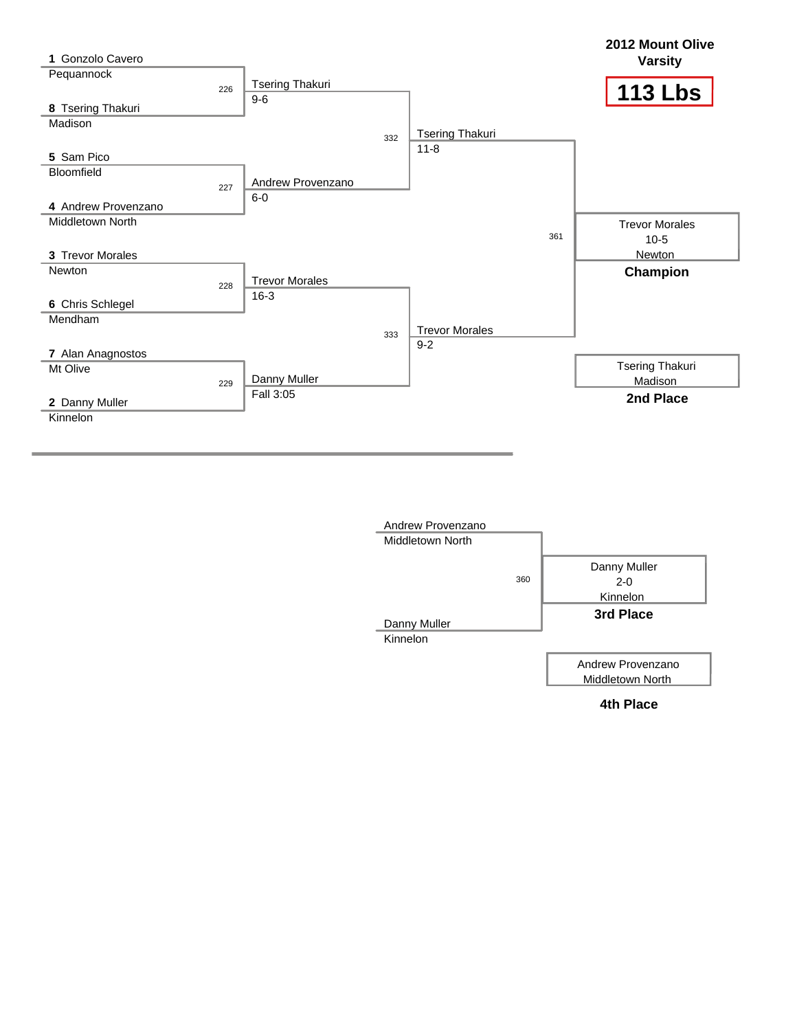# 2012 Mount Olive Varsity

## 113 Lbs

### Championship Bracket

**Quarterfinals**

| Bout | Wrestler | Team | Winner | Result |
|---|---|---|---|---|
| 226 | 1 Gonzolo Cavero | Pequannock | Tsering Thakuri | 9-6 |
| | 8 Tsering Thakuri | Madison | | |
| 227 | 5 Sam Pico | Bloomfield | Andrew Provenzano | 6-0 |
| | 4 Andrew Provenzano | Middletown North | | |
| 228 | 3 Trevor Morales | Newton | Trevor Morales | 16-3 |
| | 6 Chris Schlegel | Mendham | | |
| 229 | 7 Alan Anagnostos | Mt Olive | Danny Muller | Fall 3:05 |
| | 2 Danny Muller | Kinnelon | | |

**Semifinals**

| Bout | Winner | Result |
|---|---|---|
| 332 | Tsering Thakuri | 11-8 |
| 333 | Trevor Morales | 9-2 |

**Final**

| Bout | Winner | Result |
|---|---|---|
| 361 | Trevor Morales | 10-5 |

**Champion:** Trevor Morales, Newton — 10-5

**2nd Place:** Tsering Thakuri, Madison

### 3rd Place Bout

| Bout | Wrestler | Team |
|---|---|---|
| 360 | Andrew Provenzano | Middletown North |
| | Danny Muller | Kinnelon |

**3rd Place:** Danny Muller, Kinnelon — 2-0

**4th Place:** Andrew Provenzano, Middletown North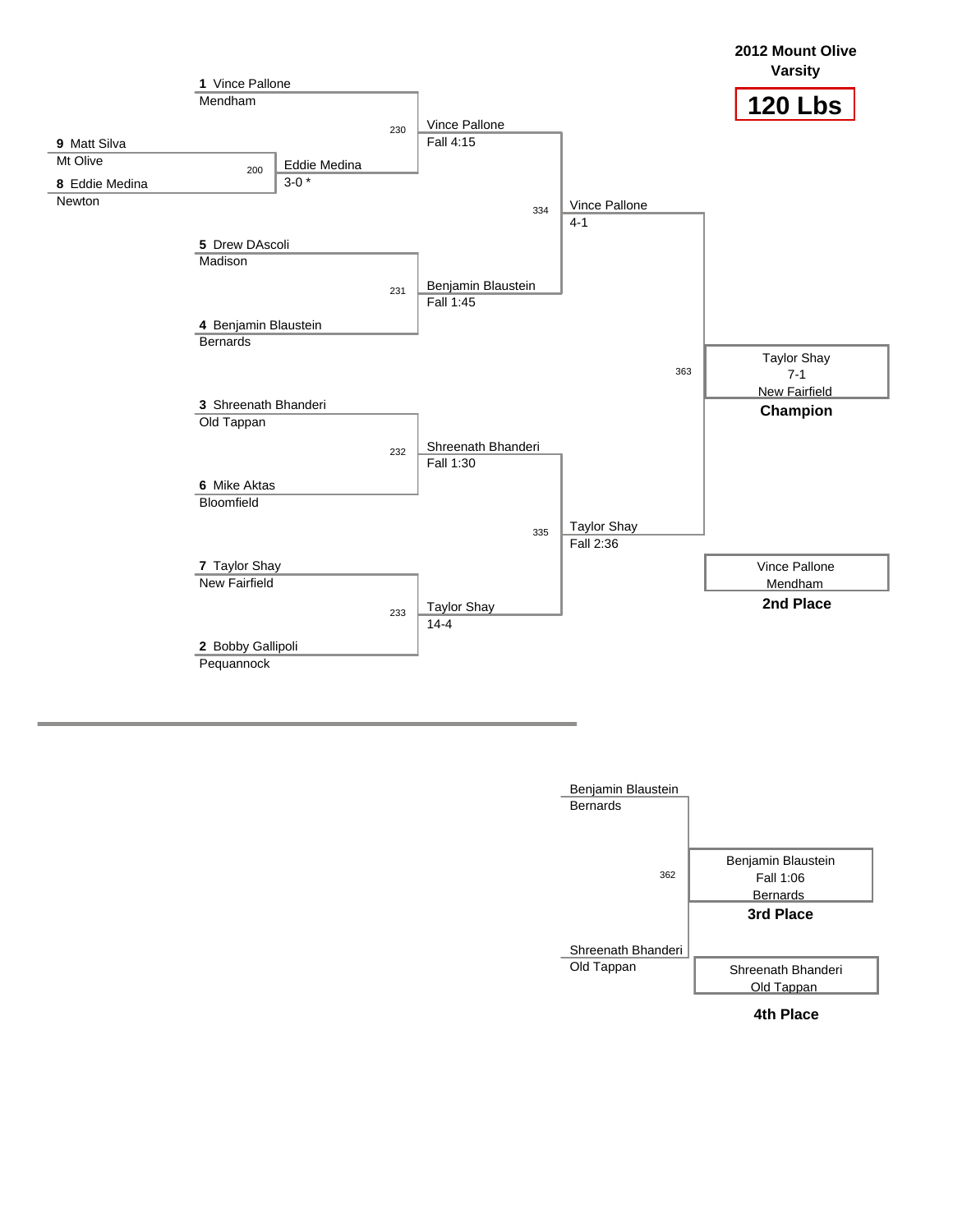# 2012 Mount Olive Varsity

## 120 Lbs

### Championship Bracket

**Preliminary Round**

| Bout | Wrestler | Team | Winner | Result |
|---|---|---|---|---|
| 200 | 9 Matt Silva | Mt Olive | Eddie Medina | 3-0 * |
| | 8 Eddie Medina | Newton | | |

**Quarterfinals**

| Bout | Wrestler | Team | Winner | Result |
|---|---|---|---|---|
| 230 | 1 Vince Pallone | Mendham | Vince Pallone | Fall 4:15 |
| | Eddie Medina | Newton | | |
| 231 | 5 Drew DAscoli | Madison | Benjamin Blaustein | Fall 1:45 |
| | 4 Benjamin Blaustein | Bernards | | |
| 232 | 3 Shreenath Bhanderi | Old Tappan | Shreenath Bhanderi | Fall 1:30 |
| | 6 Mike Aktas | Bloomfield | | |
| 233 | 7 Taylor Shay | New Fairfield | Taylor Shay | 14-4 |
| | 2 Bobby Gallipoli | Pequannock | | |

**Semifinals**

| Bout | Winner | Result |
|---|---|---|
| 334 | Vince Pallone | 4-1 |
| 335 | Taylor Shay | Fall 2:36 |

**Final**

| Bout | Winner | Result | Team |
|---|---|---|---|
| 363 | Taylor Shay | 7-1 | New Fairfield |

**Champion:** Taylor Shay, 7-1, New Fairfield

**2nd Place:** Vince Pallone, Mendham

### 3rd Place Match

| Bout | Wrestler | Team |
|---|---|---|
| 362 | Benjamin Blaustein | Bernards |
| | Shreenath Bhanderi | Old Tappan |

**3rd Place:** Benjamin Blaustein, Fall 1:06, Bernards

**4th Place:** Shreenath Bhanderi, Old Tappan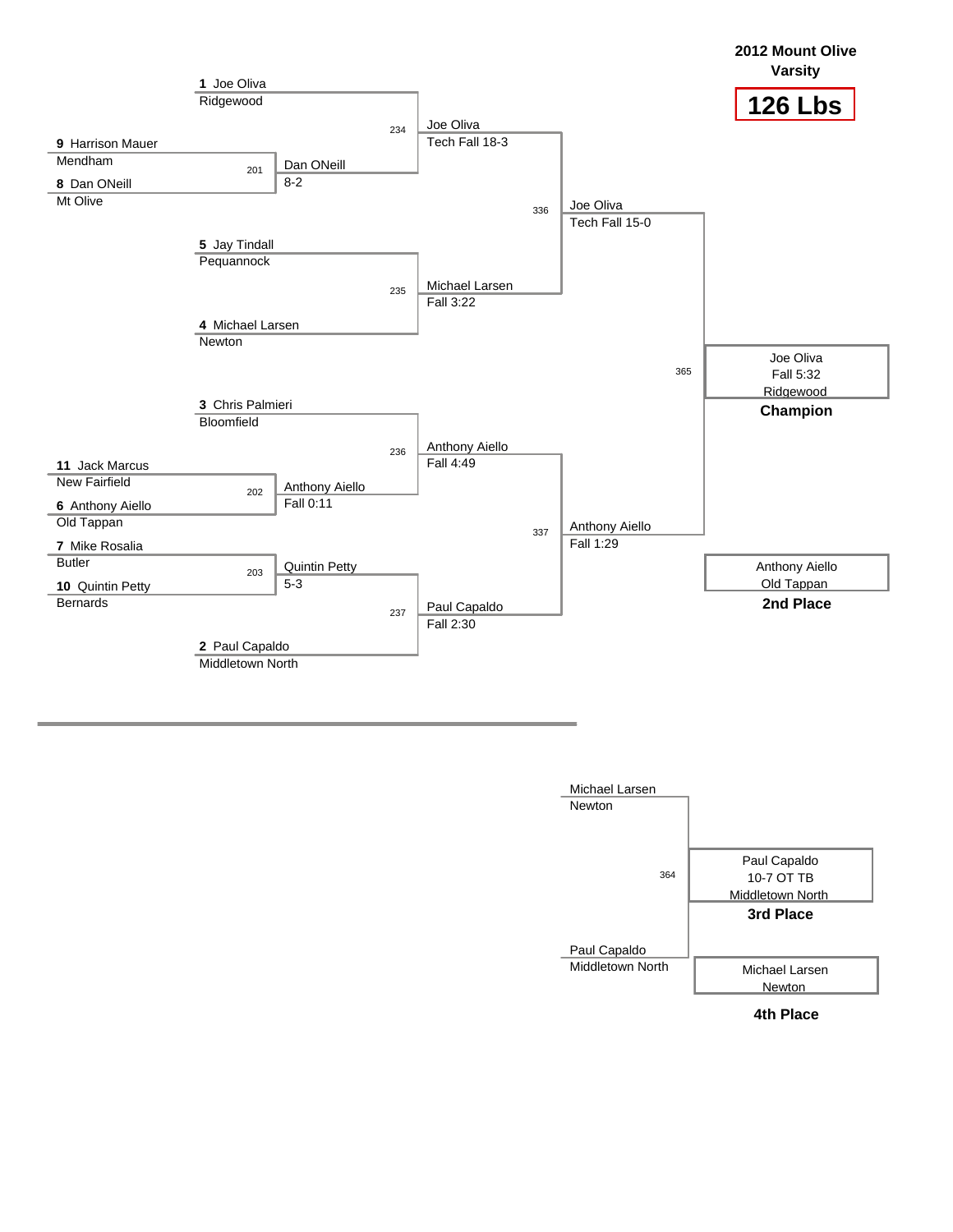# 2012 Mount Olive Varsity

## 126 Lbs

### Championship Bracket

| Bout | Wrestler 1 | Wrestler 2 | Winner | Result |
|---|---|---|---|---|
| 201 | 9 Harrison Mauer (Mendham) | 8 Dan ONeill (Mt Olive) | Dan ONeill | 8-2 |
| 202 | 11 Jack Marcus (New Fairfield) | 6 Anthony Aiello (Old Tappan) | Anthony Aiello | Fall 0:11 |
| 203 | 7 Mike Rosalia (Butler) | 10 Quintin Petty (Bernards) | Quintin Petty | 5-3 |
| 234 | 1 Joe Oliva (Ridgewood) | Dan ONeill | Joe Oliva | Tech Fall 18-3 |
| 235 | 5 Jay Tindall (Pequannock) | 4 Michael Larsen (Newton) | Michael Larsen | Fall 3:22 |
| 236 | 3 Chris Palmieri (Bloomfield) | Anthony Aiello | Anthony Aiello | Fall 4:49 |
| 237 | Quintin Petty | 2 Paul Capaldo (Middletown North) | Paul Capaldo | Fall 2:30 |
| 336 | Joe Oliva | Michael Larsen | Joe Oliva | Tech Fall 15-0 |
| 337 | Anthony Aiello | Paul Capaldo | Anthony Aiello | Fall 1:29 |
| 365 | Joe Oliva | Anthony Aiello | Joe Oliva | Fall 5:32 |

**Champion:** Joe Oliva, Ridgewood — Fall 5:32

**2nd Place:** Anthony Aiello, Old Tappan

### 3rd Place Bout

| Bout | Wrestler 1 | Wrestler 2 | Winner | Result |
|---|---|---|---|---|
| 364 | Michael Larsen (Newton) | Paul Capaldo (Middletown North) | Paul Capaldo | 10-7 OT TB |

**3rd Place:** Paul Capaldo, Middletown North — 10-7 OT TB

**4th Place:** Michael Larsen, Newton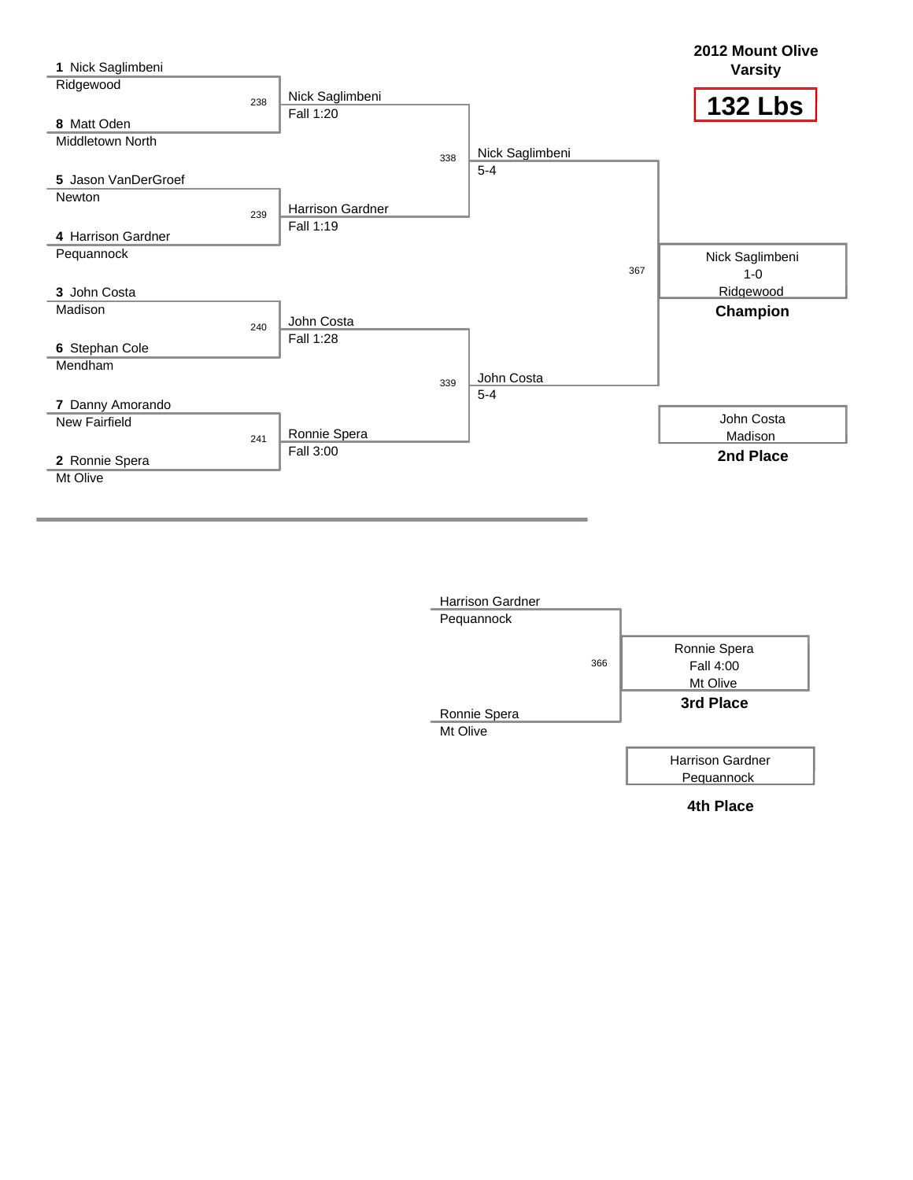## 2012 Mount Olive Varsity

# 132 Lbs

### Championship Bracket

**Quarterfinals**

| Bout | Wrestler 1 | Wrestler 2 | Winner | Result |
|---|---|---|---|---|
| 238 | 1 Nick Saglimbeni (Ridgewood) | 8 Matt Oden (Middletown North) | Nick Saglimbeni | Fall 1:20 |
| 239 | 5 Jason VanDerGroef (Newton) | 4 Harrison Gardner (Pequannock) | Harrison Gardner | Fall 1:19 |
| 240 | 3 John Costa (Madison) | 6 Stephan Cole (Mendham) | John Costa | Fall 1:28 |
| 241 | 7 Danny Amorando (New Fairfield) | 2 Ronnie Spera (Mt Olive) | Ronnie Spera | Fall 3:00 |

**Semifinals**

| Bout | Winner | Result |
|---|---|---|
| 338 | Nick Saglimbeni | 5-4 |
| 339 | John Costa | 5-4 |

**Final**

| Bout | Winner | Result |
|---|---|---|
| 367 | Nick Saglimbeni (Ridgewood) | 1-0 |

**Champion:** Nick Saglimbeni, Ridgewood

**2nd Place:** John Costa, Madison

### 3rd Place Match

| Bout | Wrestler 1 | Wrestler 2 | Winner | Result |
|---|---|---|---|---|
| 366 | Harrison Gardner (Pequannock) | Ronnie Spera (Mt Olive) | Ronnie Spera | Fall 4:00 |

**3rd Place:** Ronnie Spera, Mt Olive

**4th Place:** Harrison Gardner, Pequannock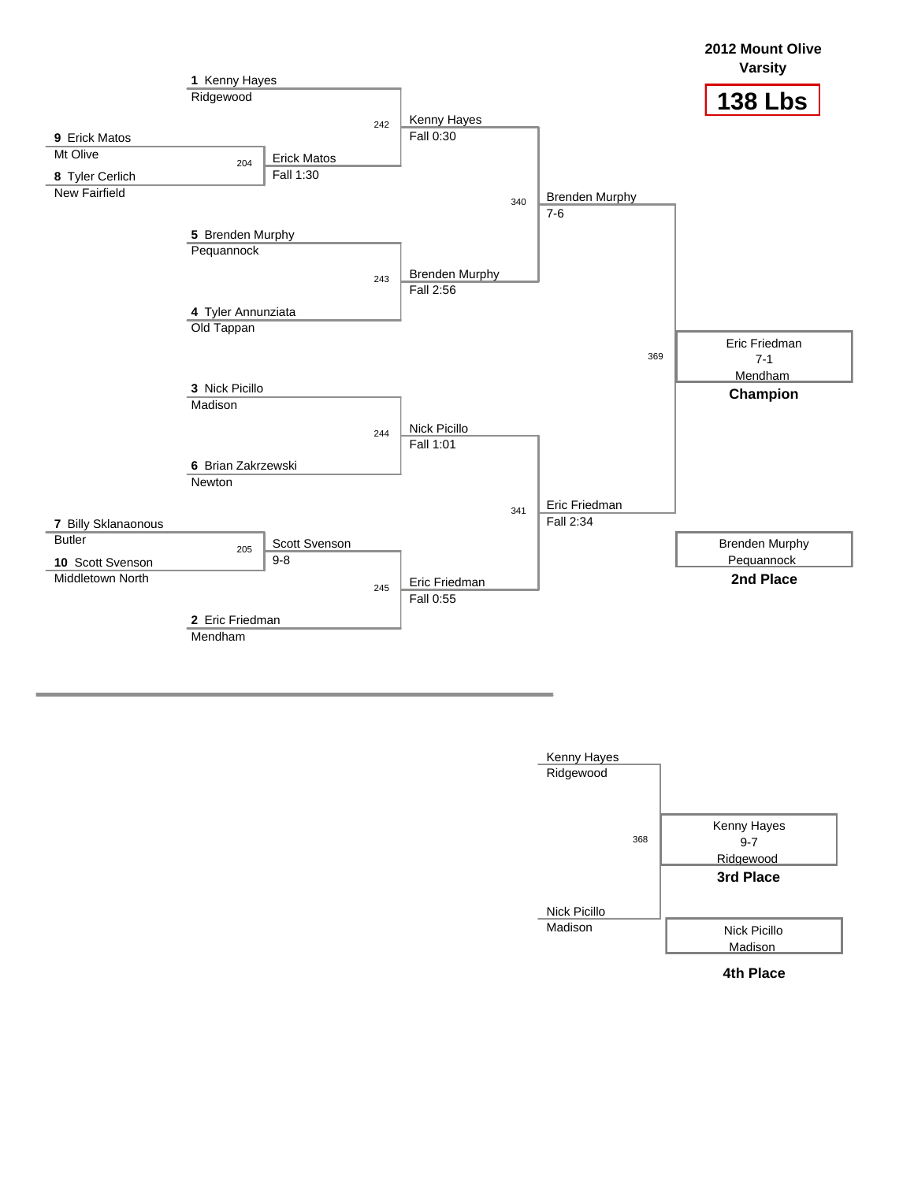# 2012 Mount Olive Varsity

## 138 Lbs

### Championship Bracket

**Preliminary Round**

- Bout 204: 9 Erick Matos (Mt Olive) vs. 8 Tyler Cerlich (New Fairfield) — Winner: Erick Matos, Fall 1:30
- Bout 205: 7 Billy Sklanaonous (Butler) vs. 10 Scott Svenson (Middletown North) — Winner: Scott Svenson, 9-8

**Quarterfinals**

- Bout 242: 1 Kenny Hayes (Ridgewood) vs. Erick Matos — Winner: Kenny Hayes, Fall 0:30
- Bout 243: 5 Brenden Murphy (Pequannock) vs. 4 Tyler Annunziata (Old Tappan) — Winner: Brenden Murphy, Fall 2:56
- Bout 244: 3 Nick Picillo (Madison) vs. 6 Brian Zakrzewski (Newton) — Winner: Nick Picillo, Fall 1:01
- Bout 245: Scott Svenson vs. 2 Eric Friedman (Mendham) — Winner: Eric Friedman, Fall 0:55

**Semifinals**

- Bout 340: Kenny Hayes vs. Brenden Murphy — Winner: Brenden Murphy, 7-6
- Bout 341: Nick Picillo vs. Eric Friedman — Winner: Eric Friedman, Fall 2:34

**Final**

- Bout 369: Brenden Murphy vs. Eric Friedman — Winner: Eric Friedman, 7-1, Mendham

**Champion:** Eric Friedman (Mendham) 7-1

**2nd Place:** Brenden Murphy (Pequannock)

### 3rd Place Match

- Bout 368: Kenny Hayes (Ridgewood) vs. Nick Picillo (Madison) — Winner: Kenny Hayes, 9-7

**3rd Place:** Kenny Hayes (Ridgewood) 9-7

**4th Place:** Nick Picillo (Madison)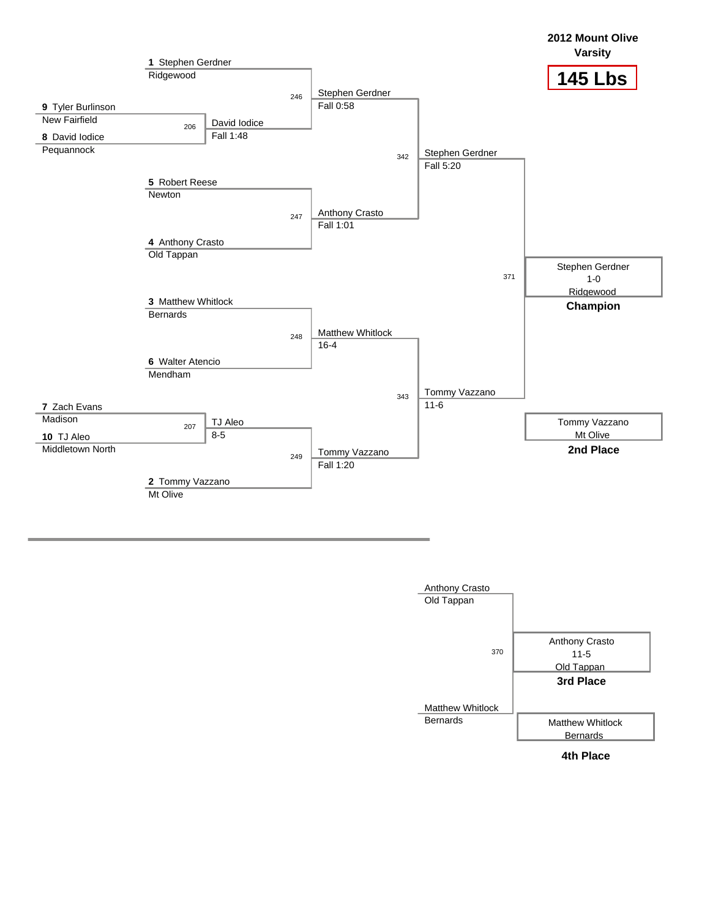# 2012 Mount Olive Varsity

## 145 Lbs

### Championship Bracket

**Preliminary Round**

- Bout 206: 9 Tyler Burlinson (New Fairfield) vs. 8 David Iodice (Pequannock) — Winner: David Iodice, Fall 1:48
- Bout 207: 7 Zach Evans (Madison) vs. 10 TJ Aleo (Middletown North) — Winner: TJ Aleo, 8-5

**Quarterfinals**

- Bout 246: 1 Stephen Gerdner (Ridgewood) vs. David Iodice — Winner: Stephen Gerdner, Fall 0:58
- Bout 247: 5 Robert Reese (Newton) vs. 4 Anthony Crasto (Old Tappan) — Winner: Anthony Crasto, Fall 1:01
- Bout 248: 3 Matthew Whitlock (Bernards) vs. 6 Walter Atencio (Mendham) — Winner: Matthew Whitlock, 16-4
- Bout 249: TJ Aleo vs. 2 Tommy Vazzano (Mt Olive) — Winner: Tommy Vazzano, Fall 1:20

**Semifinals**

- Bout 342: Stephen Gerdner vs. Anthony Crasto — Winner: Stephen Gerdner, Fall 5:20
- Bout 343: Matthew Whitlock vs. Tommy Vazzano — Winner: Tommy Vazzano, 11-6

**Final**

- Bout 371: Stephen Gerdner vs. Tommy Vazzano — Winner: Stephen Gerdner, 1-0

**Champion:** Stephen Gerdner, Ridgewood

**2nd Place:** Tommy Vazzano, Mt Olive

### 3rd Place Bout

- Bout 370: Anthony Crasto (Old Tappan) vs. Matthew Whitlock (Bernards) — Winner: Anthony Crasto, 11-5

**3rd Place:** Anthony Crasto, Old Tappan

**4th Place:** Matthew Whitlock, Bernards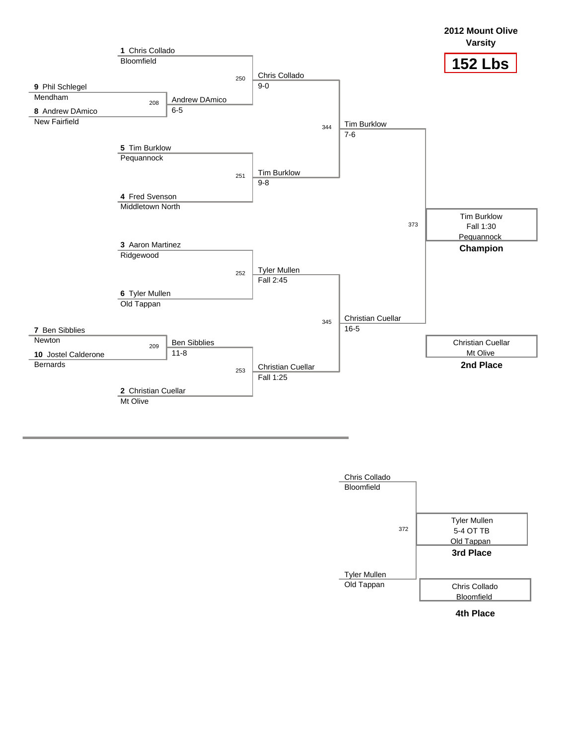# 2012 Mount Olive Varsity

## 152 Lbs

### Championship Bracket

**Preliminary Round**

| Bout | Wrestler | Team | Winner | Result |
|---|---|---|---|---|
| 208 | 9 Phil Schlegel | Mendham | Andrew DAmico | 6-5 |
| | 8 Andrew DAmico | New Fairfield | | |
| 209 | 7 Ben Sibblies | Newton | Ben Sibblies | 11-8 |
| | 10 Jostel Calderone | Bernards | | |

**Quarterfinals**

| Bout | Wrestler | Team | Winner | Result |
|---|---|---|---|---|
| 250 | 1 Chris Collado | Bloomfield | Chris Collado | 9-0 |
| | Andrew DAmico | | | |
| 251 | 5 Tim Burklow | Pequannock | Tim Burklow | 9-8 |
| | 4 Fred Svenson | Middletown North | | |
| 252 | 3 Aaron Martinez | Ridgewood | Tyler Mullen | Fall 2:45 |
| | 6 Tyler Mullen | Old Tappan | | |
| 253 | Ben Sibblies | | Christian Cuellar | Fall 1:25 |
| | 2 Christian Cuellar | Mt Olive | | |

**Semifinals**

| Bout | Winner | Result |
|---|---|---|
| 344 | Tim Burklow | 7-6 |
| 345 | Christian Cuellar | 16-5 |

**Final (Bout 373)**

- **Champion:** Tim Burklow, Pequannock — Fall 1:30
- **2nd Place:** Christian Cuellar, Mt Olive

### 3rd Place Match (Bout 372)

- Chris Collado, Bloomfield
- Tyler Mullen, Old Tappan

- **3rd Place:** Tyler Mullen, Old Tappan — 5-4 OT TB
- **4th Place:** Chris Collado, Bloomfield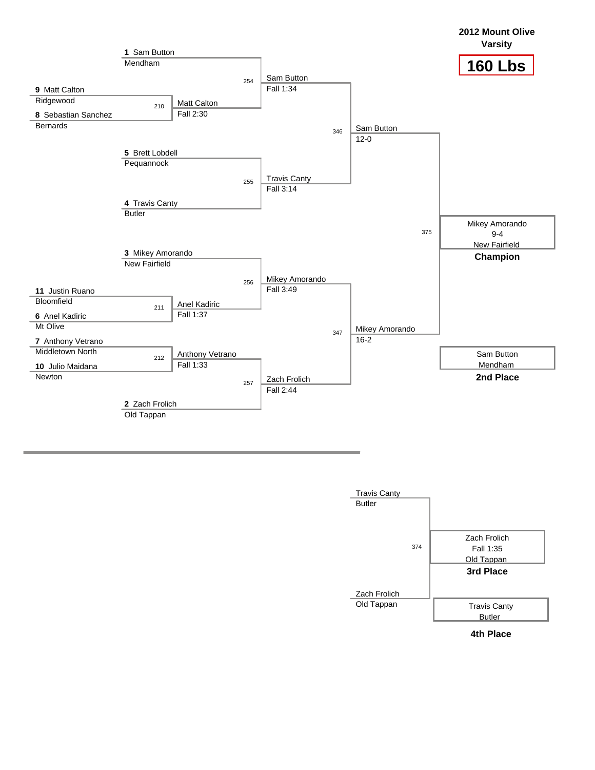# 2012 Mount Olive Varsity

## 160 Lbs

### Championship Bracket

**First Round**

- Bout 210: 9 Matt Calton (Ridgewood) vs. 8 Sebastian Sanchez (Bernards) — Winner: Matt Calton, Fall 2:30
- Bout 211: 11 Justin Ruano (Bloomfield) vs. 6 Anel Kadiric (Mt Olive) — Winner: Anel Kadiric, Fall 1:37
- Bout 212: 7 Anthony Vetrano (Middletown North) vs. 10 Julio Maidana (Newton) — Winner: Anthony Vetrano, Fall 1:33

**Quarterfinals**

- Bout 254: 1 Sam Button (Mendham) vs. Matt Calton — Winner: Sam Button, Fall 1:34
- Bout 255: 5 Brett Lobdell (Pequannock) vs. 4 Travis Canty (Butler) — Winner: Travis Canty, Fall 3:14
- Bout 256: 3 Mikey Amorando (New Fairfield) vs. Anel Kadiric — Winner: Mikey Amorando, Fall 3:49
- Bout 257: Anthony Vetrano vs. 2 Zach Frolich (Old Tappan) — Winner: Zach Frolich, Fall 2:44

**Semifinals**

- Bout 346: Sam Button vs. Travis Canty — Winner: Sam Button, 12-0
- Bout 347: Mikey Amorando vs. Zach Frolich — Winner: Mikey Amorando, 16-2

**Final**

- Bout 375: Sam Button vs. Mikey Amorando — Winner: Mikey Amorando, 9-4

**Champion:** Mikey Amorando, 9-4, New Fairfield

**2nd Place:** Sam Button, Mendham

### 3rd Place Match

- Bout 374: Travis Canty (Butler) vs. Zach Frolich (Old Tappan) — Winner: Zach Frolich, Fall 1:35

**3rd Place:** Zach Frolich, Fall 1:35, Old Tappan

**4th Place:** Travis Canty, Butler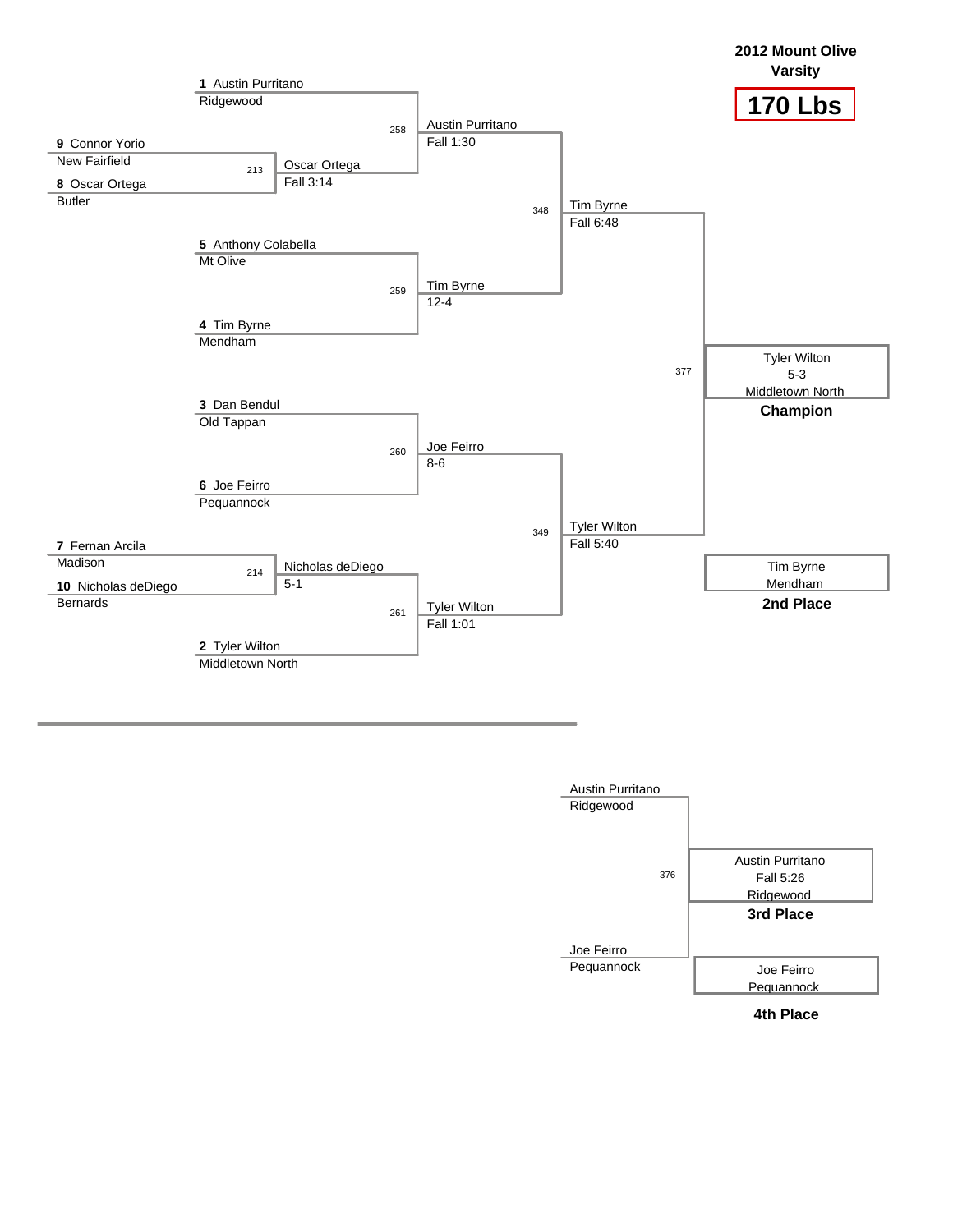# 2012 Mount Olive Varsity

## 170 Lbs

### Championship Bracket

**First Round**

| Bout | Wrestler | School | Winner | Result |
|---|---|---|---|---|
| 213 | 9 Connor Yorio | New Fairfield | Oscar Ortega | Fall 3:14 |
| | 8 Oscar Ortega | Butler | | |
| 214 | 7 Fernan Arcila | Madison | Nicholas deDiego | 5-1 |
| | 10 Nicholas deDiego | Bernards | | |

**Quarterfinals**

| Bout | Wrestler | School | Winner | Result |
|---|---|---|---|---|
| 258 | 1 Austin Purritano | Ridgewood | Austin Purritano | Fall 1:30 |
| | Oscar Ortega | | | |
| 259 | 5 Anthony Colabella | Mt Olive | Tim Byrne | 12-4 |
| | 4 Tim Byrne | Mendham | | |
| 260 | 3 Dan Bendul | Old Tappan | Joe Feirro | 8-6 |
| | 6 Joe Feirro | Pequannock | | |
| 261 | Nicholas deDiego | | Tyler Wilton | Fall 1:01 |
| | 2 Tyler Wilton | Middletown North | | |

**Semifinals**

| Bout | Wrestlers | Winner | Result |
|---|---|---|---|
| 348 | Austin Purritano vs. Tim Byrne | Tim Byrne | Fall 6:48 |
| 349 | Joe Feirro vs. Tyler Wilton | Tyler Wilton | Fall 5:40 |

**Final**

| Bout | Wrestlers | Winner | Result |
|---|---|---|---|
| 377 | Tim Byrne vs. Tyler Wilton | Tyler Wilton (Middletown North) | 5-3 |

**Champion:** Tyler Wilton, 5-3, Middletown North

**2nd Place:** Tim Byrne, Mendham

### 3rd Place Match

| Bout | Wrestler | School |
|---|---|---|
| 376 | Austin Purritano | Ridgewood |
| | Joe Feirro | Pequannock |

**3rd Place:** Austin Purritano, Fall 5:26, Ridgewood

**4th Place:** Joe Feirro, Pequannock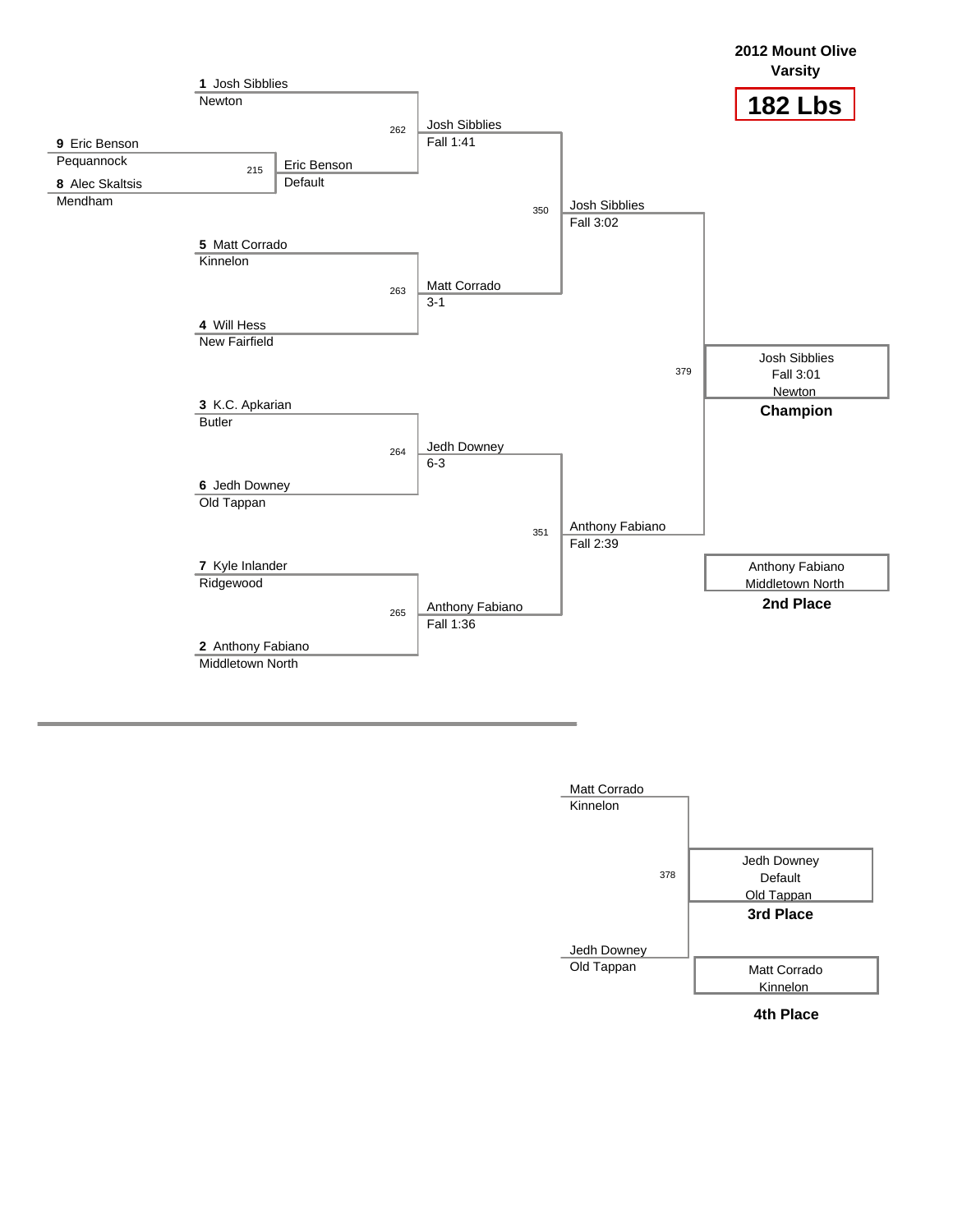# 2012 Mount Olive Varsity

## 182 Lbs

### Championship Bracket

**Preliminary Round**

- Match 215: 9 Eric Benson (Pequannock) vs. 8 Alec Skaltsis (Mendham) — Winner: Eric Benson, Default

**Quarterfinals**

- Match 262: 1 Josh Sibblies (Newton) vs. Eric Benson — Winner: Josh Sibblies, Fall 1:41
- Match 263: 5 Matt Corrado (Kinnelon) vs. 4 Will Hess (New Fairfield) — Winner: Matt Corrado, 3-1
- Match 264: 3 K.C. Apkarian (Butler) vs. 6 Jedh Downey (Old Tappan) — Winner: Jedh Downey, 6-3
- Match 265: 7 Kyle Inlander (Ridgewood) vs. 2 Anthony Fabiano (Middletown North) — Winner: Anthony Fabiano, Fall 1:36

**Semifinals**

- Match 350: Josh Sibblies vs. Matt Corrado — Winner: Josh Sibblies, Fall 3:02
- Match 351: Jedh Downey vs. Anthony Fabiano — Winner: Anthony Fabiano, Fall 2:39

**Final**

- Match 379: Josh Sibblies vs. Anthony Fabiano — Winner: Josh Sibblies, Fall 3:01

**Champion:** Josh Sibblies, Newton (Fall 3:01)

**2nd Place:** Anthony Fabiano, Middletown North

### 3rd Place Match

- Match 378: Matt Corrado (Kinnelon) vs. Jedh Downey (Old Tappan) — Winner: Jedh Downey, Default

**3rd Place:** Jedh Downey, Old Tappan (Default)

**4th Place:** Matt Corrado, Kinnelon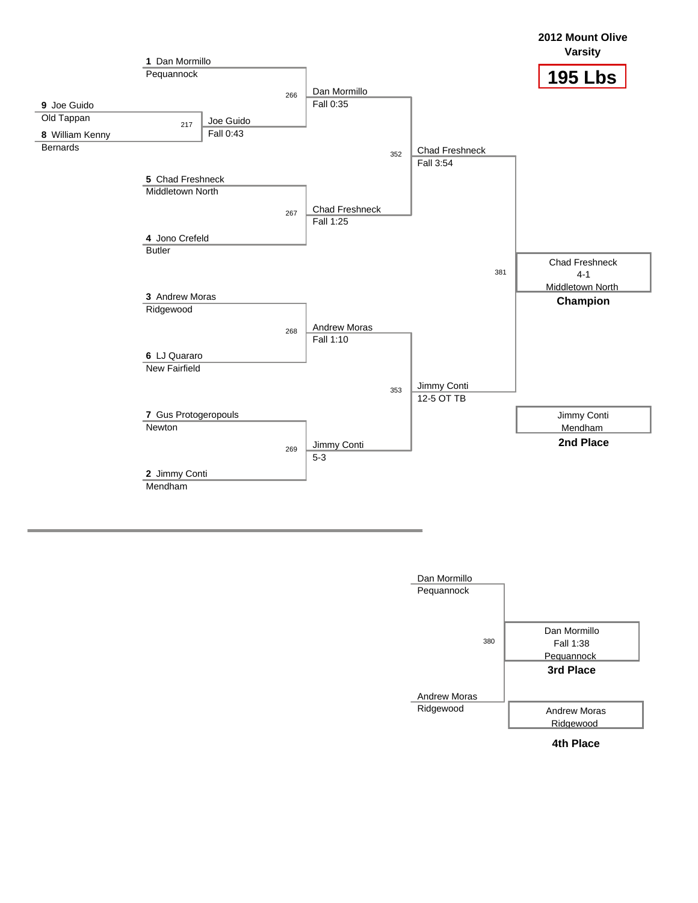# 2012 Mount Olive Varsity

## 195 Lbs

### Championship Bracket

**First Round**

- Bout 217: 9 Joe Guido (Old Tappan) vs. 8 William Kenny (Bernards) — Winner: Joe Guido, Fall 0:43

**Quarterfinals**

- Bout 266: 1 Dan Mormillo (Pequannock) vs. Joe Guido — Winner: Dan Mormillo, Fall 0:35
- Bout 267: 5 Chad Freshneck (Middletown North) vs. 4 Jono Crefeld (Butler) — Winner: Chad Freshneck, Fall 1:25
- Bout 268: 3 Andrew Moras (Ridgewood) vs. 6 LJ Quararo (New Fairfield) — Winner: Andrew Moras, Fall 1:10
- Bout 269: 7 Gus Protogeropouls (Newton) vs. 2 Jimmy Conti (Mendham) — Winner: Jimmy Conti, 5-3

**Semifinals**

- Bout 352: Dan Mormillo vs. Chad Freshneck — Winner: Chad Freshneck, Fall 3:54
- Bout 353: Andrew Moras vs. Jimmy Conti — Winner: Jimmy Conti, 12-5 OT TB

**Final**

- Bout 381: Chad Freshneck vs. Jimmy Conti

**Champion:** Chad Freshneck, 4-1, Middletown North

**2nd Place:** Jimmy Conti, Mendham

### 3rd Place Bout

- Bout 380: Dan Mormillo (Pequannock) vs. Andrew Moras (Ridgewood)

**3rd Place:** Dan Mormillo, Fall 1:38, Pequannock

**4th Place:** Andrew Moras, Ridgewood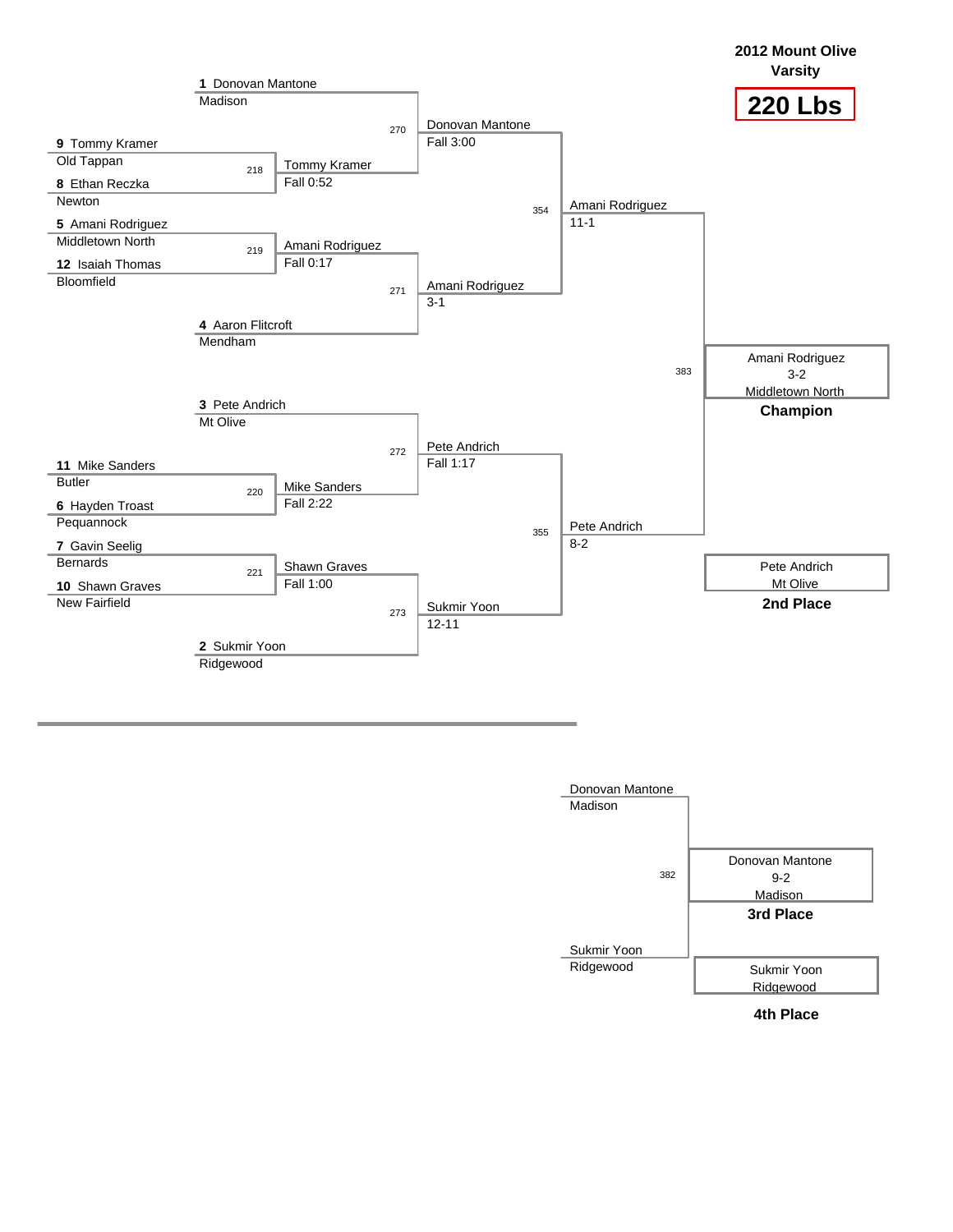# 2012 Mount Olive Varsity

## 220 Lbs

### Championship Bracket

**First Round**

| Bout | Wrestler | Team | Winner | Result |
|---|---|---|---|---|
| 218 | 9 Tommy Kramer | Old Tappan | Tommy Kramer | Fall 0:52 |
| | 8 Ethan Reczka | Newton | | |
| 219 | 5 Amani Rodriguez | Middletown North | Amani Rodriguez | Fall 0:17 |
| | 12 Isaiah Thomas | Bloomfield | | |
| 220 | 11 Mike Sanders | Butler | Mike Sanders | Fall 2:22 |
| | 6 Hayden Troast | Pequannock | | |
| 221 | 7 Gavin Seelig | Bernards | Shawn Graves | Fall 1:00 |
| | 10 Shawn Graves | New Fairfield | | |

**Quarterfinals**

| Bout | Wrestler | Team | Winner | Result |
|---|---|---|---|---|
| 270 | 1 Donovan Mantone | Madison | Donovan Mantone | Fall 3:00 |
| | Tommy Kramer | | | |
| 271 | Amani Rodriguez | | Amani Rodriguez | 3-1 |
| | 4 Aaron Flitcroft | Mendham | | |
| 272 | 3 Pete Andrich | Mt Olive | Pete Andrich | Fall 1:17 |
| | Mike Sanders | | | |
| 273 | Shawn Graves | | Sukmir Yoon | 12-11 |
| | 2 Sukmir Yoon | Ridgewood | | |

**Semifinals**

| Bout | Wrestler | Winner | Result |
|---|---|---|---|
| 354 | Donovan Mantone vs. Amani Rodriguez | Amani Rodriguez | 11-1 |
| 355 | Pete Andrich vs. Sukmir Yoon | Pete Andrich | 8-2 |

**Final**

| Bout | Wrestler | Winner | Result |
|---|---|---|---|
| 383 | Amani Rodriguez vs. Pete Andrich | Amani Rodriguez | 3-2 |

**Champion:** Amani Rodriguez, 3-2, Middletown North

**2nd Place:** Pete Andrich, Mt Olive

### 3rd Place Match

| Bout | Wrestler | Team | Winner | Result |
|---|---|---|---|---|
| 382 | Donovan Mantone | Madison | Donovan Mantone | 9-2 |
| | Sukmir Yoon | Ridgewood | | |

**3rd Place:** Donovan Mantone, 9-2, Madison

**4th Place:** Sukmir Yoon, Ridgewood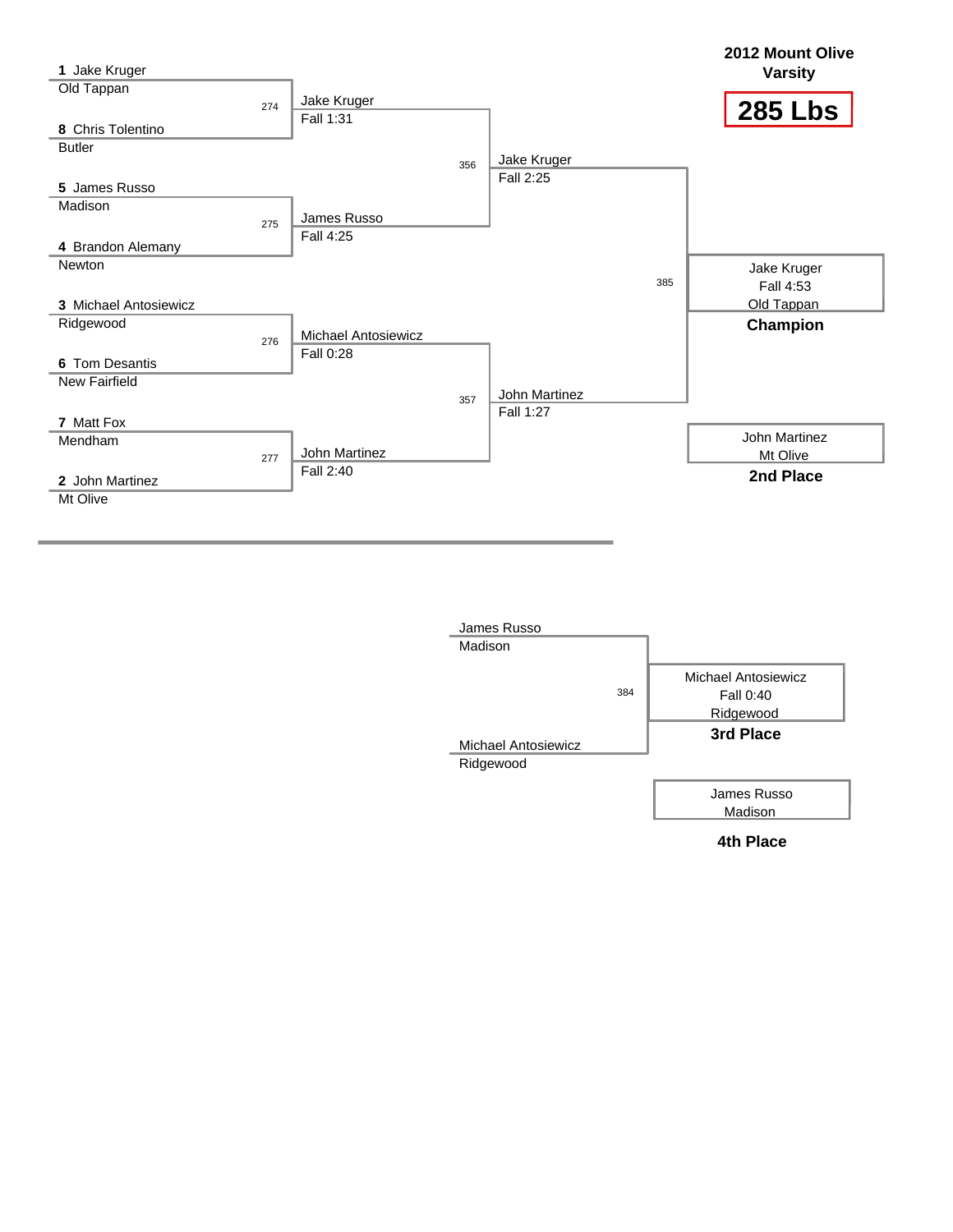## 2012 Mount Olive Varsity

# 285 Lbs

### Championship Bracket

**Quarterfinals**

| Bout | Wrestler | Team | Winner | Result |
|---|---|---|---|---|
| 274 | 1 Jake Kruger | Old Tappan | Jake Kruger | Fall 1:31 |
| | 8 Chris Tolentino | Butler | | |
| 275 | 5 James Russo | Madison | James Russo | Fall 4:25 |
| | 4 Brandon Alemany | Newton | | |
| 276 | 3 Michael Antosiewicz | Ridgewood | Michael Antosiewicz | Fall 0:28 |
| | 6 Tom Desantis | New Fairfield | | |
| 277 | 7 Matt Fox | Mendham | John Martinez | Fall 2:40 |
| | 2 John Martinez | Mt Olive | | |

**Semifinals**

| Bout | Winner | Result |
|---|---|---|
| 356 | Jake Kruger | Fall 2:25 |
| 357 | John Martinez | Fall 1:27 |

**Final (Bout 385)**

Jake Kruger
Fall 4:53
Old Tappan
**Champion**

John Martinez
Mt Olive
**2nd Place**

### 3rd Place Match (Bout 384)

James Russo – Madison
Michael Antosiewicz – Ridgewood

Michael Antosiewicz
Fall 0:40
Ridgewood
**3rd Place**

James Russo
Madison
**4th Place**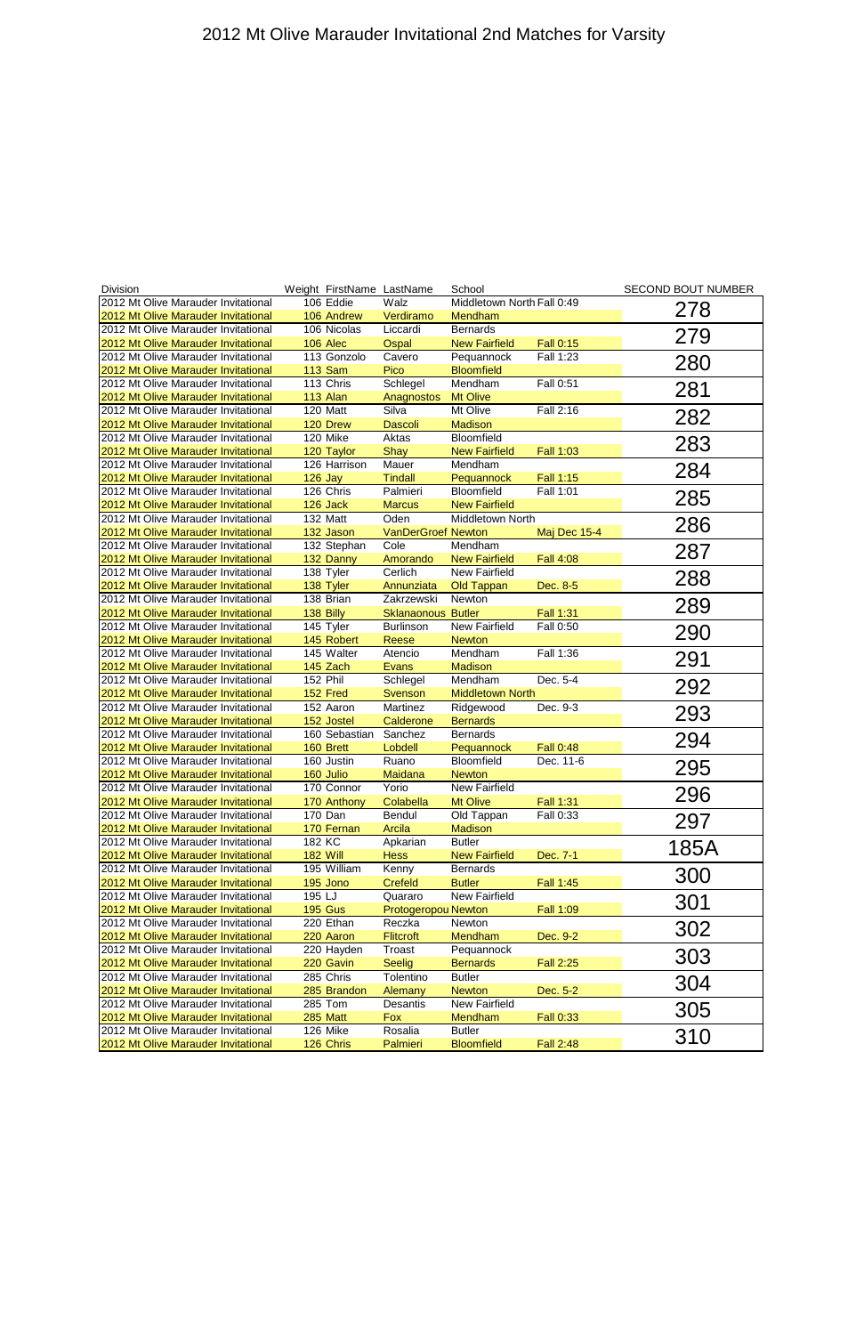# 2012 Mt Olive Marauder Invitational 2nd Matches for Varsity

| Division | Weight | FirstName | LastName | School | | SECOND BOUT NUMBER |
|---|---|---|---|---|---|---|
| 2012 Mt Olive Marauder Invitational | 106 | Eddie | Walz | Middletown North | Fall 0:49 | 278 |
| 2012 Mt Olive Marauder Invitational | 106 | Andrew | Verdiramo | Mendham | | |
| 2012 Mt Olive Marauder Invitational | 106 | Nicolas | Liccardi | Bernards | | 279 |
| 2012 Mt Olive Marauder Invitational | 106 | Alec | Ospal | New Fairfield | Fall 0:15 | |
| 2012 Mt Olive Marauder Invitational | 113 | Gonzolo | Cavero | Pequannock | Fall 1:23 | 280 |
| 2012 Mt Olive Marauder Invitational | 113 | Sam | Pico | Bloomfield | | |
| 2012 Mt Olive Marauder Invitational | 113 | Chris | Schlegel | Mendham | Fall 0:51 | 281 |
| 2012 Mt Olive Marauder Invitational | 113 | Alan | Anagnostos | Mt Olive | | |
| 2012 Mt Olive Marauder Invitational | 120 | Matt | Silva | Mt Olive | Fall 2:16 | 282 |
| 2012 Mt Olive Marauder Invitational | 120 | Drew | Dascoli | Madison | | |
| 2012 Mt Olive Marauder Invitational | 120 | Mike | Aktas | Bloomfield | | 283 |
| 2012 Mt Olive Marauder Invitational | 120 | Taylor | Shay | New Fairfield | Fall 1:03 | |
| 2012 Mt Olive Marauder Invitational | 126 | Harrison | Mauer | Mendham | | 284 |
| 2012 Mt Olive Marauder Invitational | 126 | Jay | Tindall | Pequannock | Fall 1:15 | |
| 2012 Mt Olive Marauder Invitational | 126 | Chris | Palmieri | Bloomfield | Fall 1:01 | 285 |
| 2012 Mt Olive Marauder Invitational | 126 | Jack | Marcus | New Fairfield | | |
| 2012 Mt Olive Marauder Invitational | 132 | Matt | Oden | Middletown North | | 286 |
| 2012 Mt Olive Marauder Invitational | 132 | Jason | VanDerGroef | Newton | Maj Dec 15-4 | |
| 2012 Mt Olive Marauder Invitational | 132 | Stephan | Cole | Mendham | | 287 |
| 2012 Mt Olive Marauder Invitational | 132 | Danny | Amorando | New Fairfield | Fall 4:08 | |
| 2012 Mt Olive Marauder Invitational | 138 | Tyler | Cerlich | New Fairfield | | 288 |
| 2012 Mt Olive Marauder Invitational | 138 | Tyler | Annunziata | Old Tappan | Dec. 8-5 | |
| 2012 Mt Olive Marauder Invitational | 138 | Brian | Zakrzewski | Newton | | 289 |
| 2012 Mt Olive Marauder Invitational | 138 | Billy | Sklanaonous | Butler | Fall 1:31 | |
| 2012 Mt Olive Marauder Invitational | 145 | Tyler | Burlinson | New Fairfield | Fall 0:50 | 290 |
| 2012 Mt Olive Marauder Invitational | 145 | Robert | Reese | Newton | | |
| 2012 Mt Olive Marauder Invitational | 145 | Walter | Atencio | Mendham | Fall 1:36 | 291 |
| 2012 Mt Olive Marauder Invitational | 145 | Zach | Evans | Madison | | |
| 2012 Mt Olive Marauder Invitational | 152 | Phil | Schlegel | Mendham | Dec. 5-4 | 292 |
| 2012 Mt Olive Marauder Invitational | 152 | Fred | Svenson | Middletown North | | |
| 2012 Mt Olive Marauder Invitational | 152 | Aaron | Martinez | Ridgewood | Dec. 9-3 | 293 |
| 2012 Mt Olive Marauder Invitational | 152 | Jostel | Calderone | Bernards | | |
| 2012 Mt Olive Marauder Invitational | 160 | Sebastian | Sanchez | Bernards | | 294 |
| 2012 Mt Olive Marauder Invitational | 160 | Brett | Lobdell | Pequannock | Fall 0:48 | |
| 2012 Mt Olive Marauder Invitational | 160 | Justin | Ruano | Bloomfield | Dec. 11-6 | 295 |
| 2012 Mt Olive Marauder Invitational | 160 | Julio | Maidana | Newton | | |
| 2012 Mt Olive Marauder Invitational | 170 | Connor | Yorio | New Fairfield | | 296 |
| 2012 Mt Olive Marauder Invitational | 170 | Anthony | Colabella | Mt Olive | Fall 1:31 | |
| 2012 Mt Olive Marauder Invitational | 170 | Dan | Bendul | Old Tappan | Fall 0:33 | 297 |
| 2012 Mt Olive Marauder Invitational | 170 | Fernan | Arcila | Madison | | |
| 2012 Mt Olive Marauder Invitational | 182 | KC | Apkarian | Butler | | 185A |
| 2012 Mt Olive Marauder Invitational | 182 | Will | Hess | New Fairfield | Dec. 7-1 | |
| 2012 Mt Olive Marauder Invitational | 195 | William | Kenny | Bernards | | 300 |
| 2012 Mt Olive Marauder Invitational | 195 | Jono | Crefeld | Butler | Fall 1:45 | |
| 2012 Mt Olive Marauder Invitational | 195 | LJ | Quararo | New Fairfield | | 301 |
| 2012 Mt Olive Marauder Invitational | 195 | Gus | Protogeropou | Newton | Fall 1:09 | |
| 2012 Mt Olive Marauder Invitational | 220 | Ethan | Reczka | Newton | | 302 |
| 2012 Mt Olive Marauder Invitational | 220 | Aaron | Flitcroft | Mendham | Dec. 9-2 | |
| 2012 Mt Olive Marauder Invitational | 220 | Hayden | Troast | Pequannock | | 303 |
| 2012 Mt Olive Marauder Invitational | 220 | Gavin | Seelig | Bernards | Fall 2:25 | |
| 2012 Mt Olive Marauder Invitational | 285 | Chris | Tolentino | Butler | | 304 |
| 2012 Mt Olive Marauder Invitational | 285 | Brandon | Alemany | Newton | Dec. 5-2 | |
| 2012 Mt Olive Marauder Invitational | 285 | Tom | Desantis | New Fairfield | | 305 |
| 2012 Mt Olive Marauder Invitational | 285 | Matt | Fox | Mendham | Fall 0:33 | |
| 2012 Mt Olive Marauder Invitational | 126 | Mike | Rosalia | Butler | | 310 |
| 2012 Mt Olive Marauder Invitational | 126 | Chris | Palmieri | Bloomfield | Fall 2:48 | |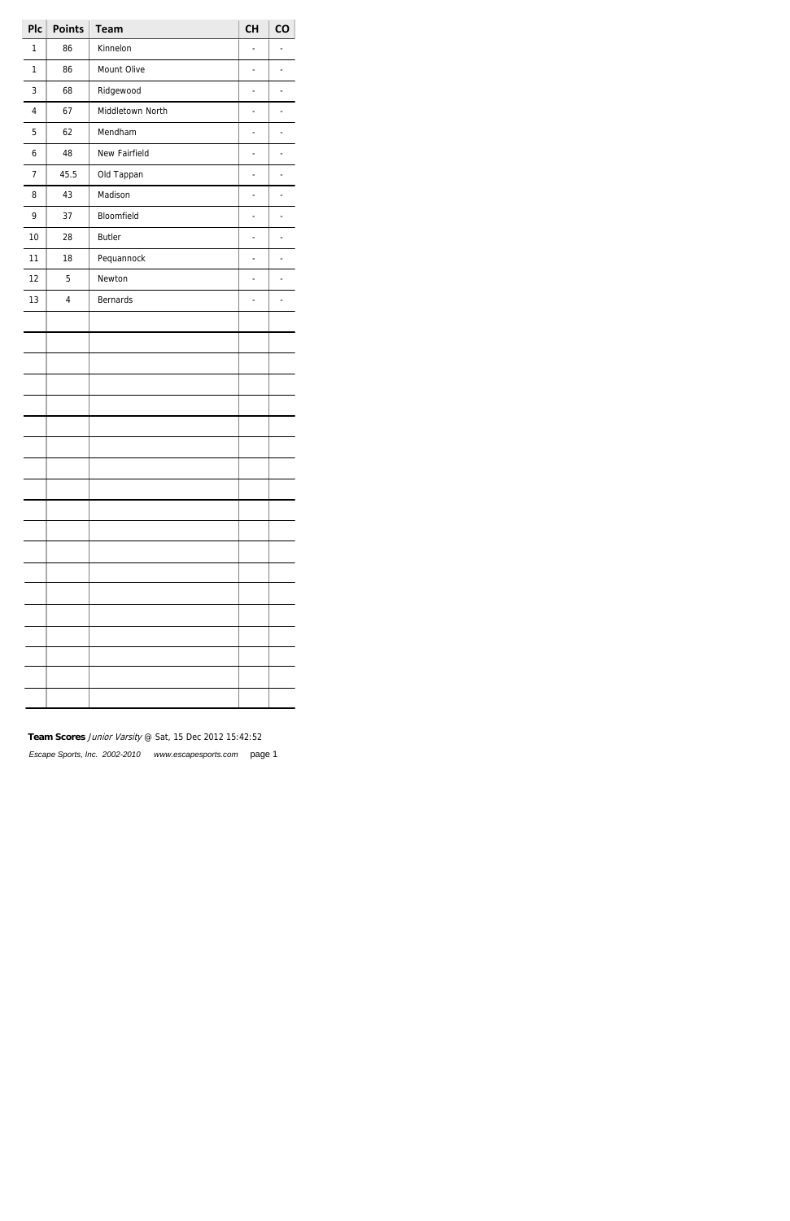| Plc | Points | Team | CH | CO |
|---|---|---|---|---|
| 1 | 86 | Kinnelon | - | - |
| 1 | 86 | Mount Olive | - | - |
| 3 | 68 | Ridgewood | - | - |
| 4 | 67 | Middletown North | - | - |
| 5 | 62 | Mendham | - | - |
| 6 | 48 | New Fairfield | - | - |
| 7 | 45.5 | Old Tappan | - | - |
| 8 | 43 | Madison | - | - |
| 9 | 37 | Bloomfield | - | - |
| 10 | 28 | Butler | - | - |
| 11 | 18 | Pequannock | - | - |
| 12 | 5 | Newton | - | - |
| 13 | 4 | Bernards | - | - |

**Team Scores** *Junior Varsity* @ Sat, 15 Dec 2012 15:42:52

*Escape Sports, Inc. 2002-2010 www.escapesports.com*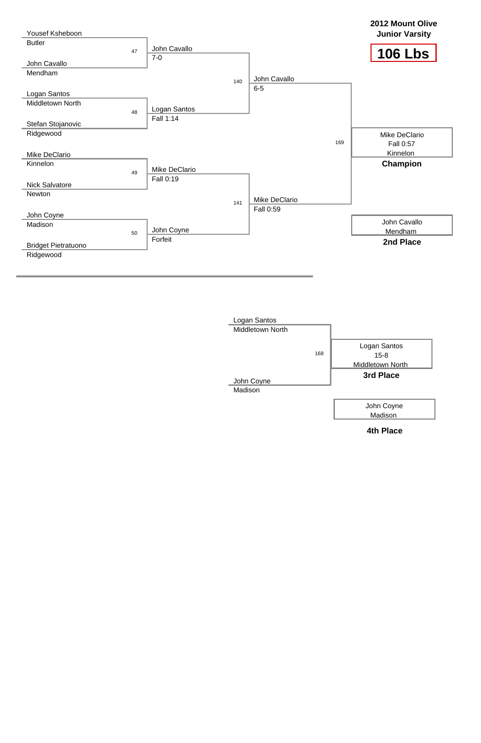# 2012 Mount Olive Junior Varsity

## 106 Lbs

### Championship Bracket

**Quarterfinals**

| Bout | Wrestler 1 | Wrestler 2 | Winner | Result |
|---|---|---|---|---|
| 47 | Yousef Ksheboon (Butler) | John Cavallo (Mendham) | John Cavallo | 7-0 |
| 48 | Logan Santos (Middletown North) | Stefan Stojanovic (Ridgewood) | Logan Santos | Fall 1:14 |
| 49 | Mike DeClario (Kinnelon) | Nick Salvatore (Newton) | Mike DeClario | Fall 0:19 |
| 50 | John Coyne (Madison) | Bridget Pietratuono (Ridgewood) | John Coyne | Forfeit |

**Semifinals**

| Bout | Winner | Result |
|---|---|---|
| 140 | John Cavallo | 6-5 |
| 141 | Mike DeClario | Fall 0:59 |

**Final**

| Bout | Winner | Result |
|---|---|---|
| 169 | Mike DeClario (Kinnelon) | Fall 0:57 |

**Champion:** Mike DeClario, Kinnelon — Fall 0:57

**2nd Place:** John Cavallo, Mendham

### 3rd Place Match

| Bout | Wrestler 1 | Wrestler 2 | Winner | Result |
|---|---|---|---|---|
| 168 | Logan Santos (Middletown North) | John Coyne (Madison) | Logan Santos | 15-8 |

**3rd Place:** Logan Santos, Middletown North — 15-8

**4th Place:** John Coyne, Madison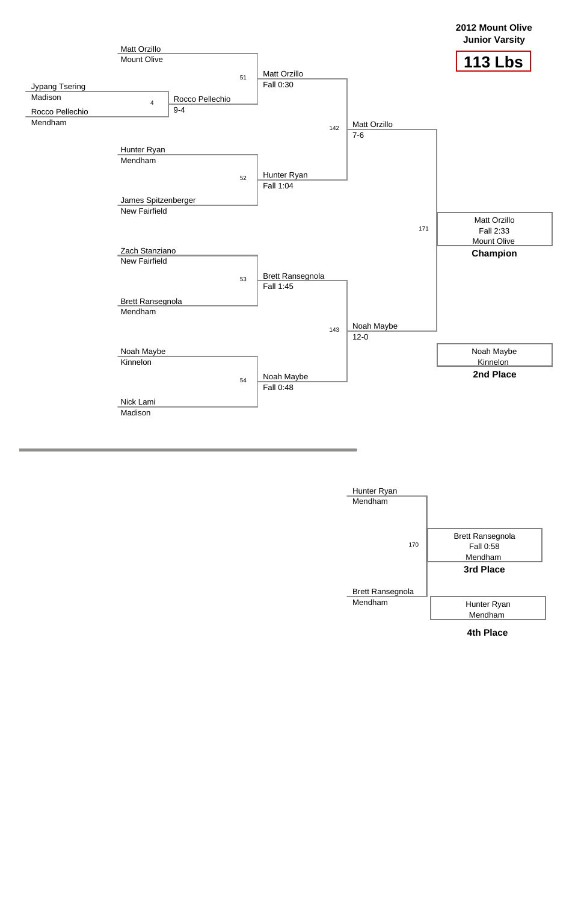**2012 Mount Olive Junior Varsity**

**113 Lbs**

## Championship Bracket

**Preliminary Round**

- Match 4: Jypang Tsering (Madison) vs. Rocco Pellechio (Mendham) — Rocco Pellechio, 9-4

**Quarterfinals**

- Match 51: Matt Orzillo (Mount Olive) vs. Rocco Pellechio — Matt Orzillo, Fall 0:30
- Match 52: Hunter Ryan (Mendham) vs. James Spitzenberger (New Fairfield) — Hunter Ryan, Fall 1:04
- Match 53: Zach Stanziano (New Fairfield) vs. Brett Ransegnola (Mendham) — Brett Ransegnola, Fall 1:45
- Match 54: Noah Maybe (Kinnelon) vs. Nick Lami (Madison) — Noah Maybe, Fall 0:48

**Semifinals**

- Match 142: Matt Orzillo vs. Hunter Ryan — Matt Orzillo, 7-6
- Match 143: Brett Ransegnola vs. Noah Maybe — Noah Maybe, 12-0

**Final**

- Match 171: Matt Orzillo vs. Noah Maybe — Matt Orzillo, Fall 2:33, Mount Olive

**Champion:** Matt Orzillo, Mount Olive

**2nd Place:** Noah Maybe, Kinnelon

## 3rd Place Match

- Match 170: Hunter Ryan (Mendham) vs. Brett Ransegnola (Mendham) — Brett Ransegnola, Fall 0:58, Mendham

**3rd Place:** Brett Ransegnola, Mendham

**4th Place:** Hunter Ryan, Mendham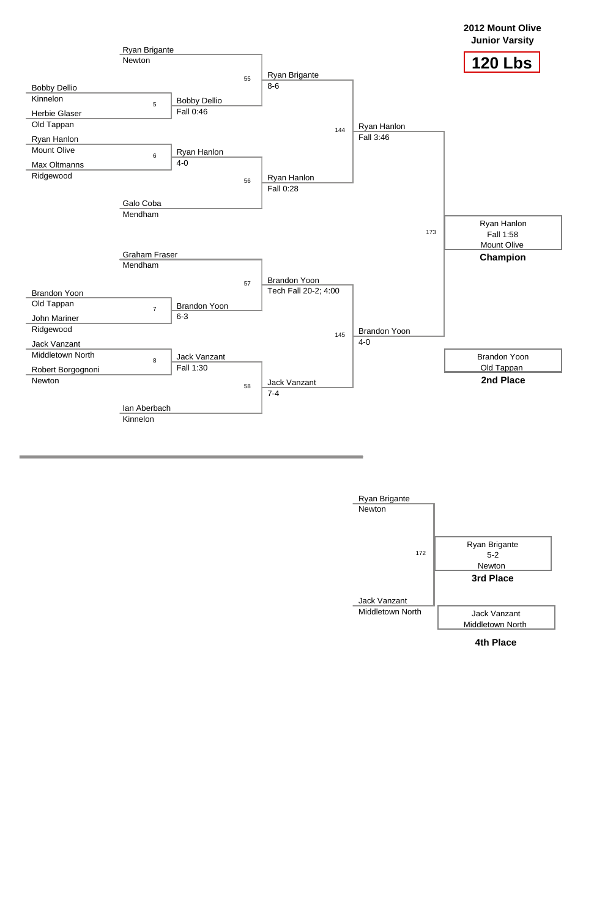# 2012 Mount Olive Junior Varsity

## 120 Lbs

### Championship Bracket

| Bout | Wrestler 1 | Wrestler 2 | Winner | Result |
|---|---|---|---|---|
| 5 | Bobby Dellio (Kinnelon) | Herbie Glaser (Old Tappan) | Bobby Dellio | Fall 0:46 |
| 6 | Ryan Hanlon (Mount Olive) | Max Oltmanns (Ridgewood) | Ryan Hanlon | 4-0 |
| 7 | Brandon Yoon (Old Tappan) | John Mariner (Ridgewood) | Brandon Yoon | 6-3 |
| 8 | Jack Vanzant (Middletown North) | Robert Borgognoni (Newton) | Jack Vanzant | Fall 1:30 |
| 55 | Ryan Brigante (Newton) | Bobby Dellio | Ryan Brigante | 8-6 |
| 56 | Ryan Hanlon | Galo Coba (Mendham) | Ryan Hanlon | Fall 0:28 |
| 57 | Graham Fraser (Mendham) | Brandon Yoon | Brandon Yoon | Tech Fall 20-2; 4:00 |
| 58 | Jack Vanzant | Ian Aberbach (Kinnelon) | Jack Vanzant | 7-4 |
| 144 | Ryan Brigante | Ryan Hanlon | Ryan Hanlon | Fall 3:46 |
| 145 | Brandon Yoon | Jack Vanzant | Brandon Yoon | 4-0 |
| 173 | Ryan Hanlon | Brandon Yoon | Ryan Hanlon | Fall 1:58 |

**Champion:** Ryan Hanlon, Mount Olive (Fall 1:58)

**2nd Place:** Brandon Yoon, Old Tappan

### 3rd Place Bout

| Bout | Wrestler 1 | Wrestler 2 | Winner | Result |
|---|---|---|---|---|
| 172 | Ryan Brigante (Newton) | Jack Vanzant (Middletown North) | Ryan Brigante | 5-2 |

**3rd Place:** Ryan Brigante, Newton (5-2)

**4th Place:** Jack Vanzant, Middletown North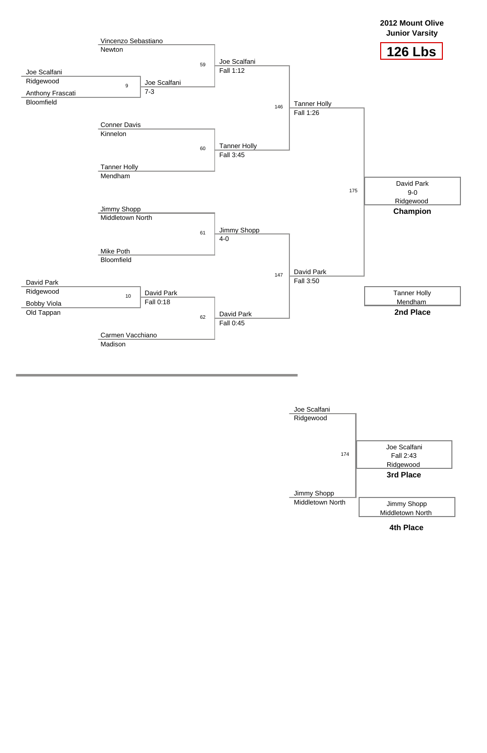**2012 Mount Olive Junior Varsity**

**126 Lbs**

### Championship Bracket

| Match | Competitors | Winner | Result |
|---|---|---|---|
| 9 | Joe Scalfani (Ridgewood) vs. Anthony Frascati (Bloomfield) | Joe Scalfani | 7-3 |
| 10 | David Park (Ridgewood) vs. Bobby Viola (Old Tappan) | David Park | Fall 0:18 |
| 59 | Vincenzo Sebastiano (Newton) vs. Joe Scalfani | Joe Scalfani | Fall 1:12 |
| 60 | Conner Davis (Kinnelon) vs. Tanner Holly (Mendham) | Tanner Holly | Fall 3:45 |
| 61 | Jimmy Shopp (Middletown North) vs. Mike Poth (Bloomfield) | Jimmy Shopp | 4-0 |
| 62 | David Park vs. Carmen Vacchiano (Madison) | David Park | Fall 0:45 |
| 146 | Joe Scalfani vs. Tanner Holly | Tanner Holly | Fall 1:26 |
| 147 | Jimmy Shopp vs. David Park | David Park | Fall 3:50 |
| 175 | Tanner Holly vs. David Park | David Park | 9-0 |

**Champion:** David Park, 9-0, Ridgewood

**2nd Place:** Tanner Holly, Mendham

### 3rd Place Match

| Match | Competitors | Winner | Result |
|---|---|---|---|
| 174 | Joe Scalfani (Ridgewood) vs. Jimmy Shopp (Middletown North) | Joe Scalfani | Fall 2:43 |

**3rd Place:** Joe Scalfani, Fall 2:43, Ridgewood

**4th Place:** Jimmy Shopp, Middletown North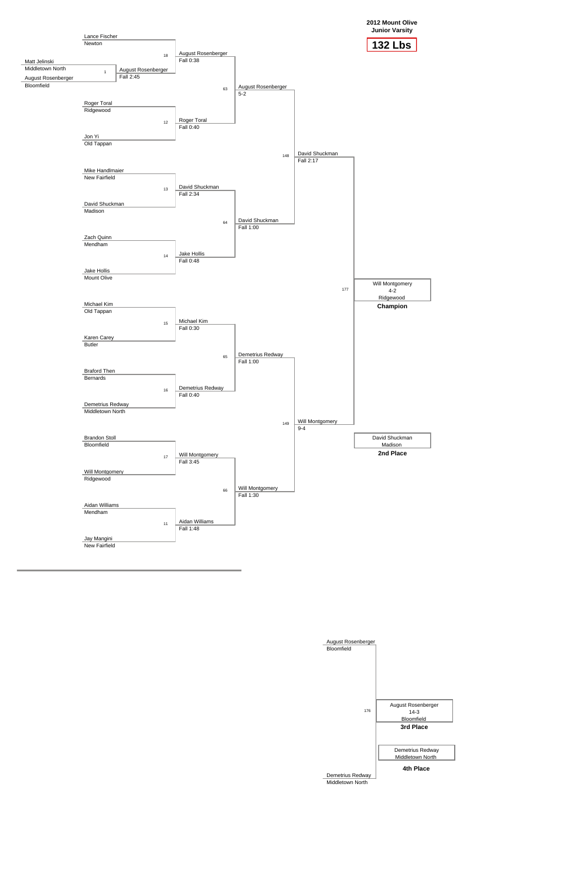## 2012 Mount Olive Junior Varsity

### 132 Lbs

**Championship Bracket**

| Bout | Wrestler 1 | Wrestler 2 | Winner | Result |
|---|---|---|---|---|
| 1 | Matt Jelinski (Middletown North) | August Rosenberger (Bloomfield) | August Rosenberger | Fall 2:45 |
| 18 | Lance Fischer (Newton) | August Rosenberger | August Rosenberger | Fall 0:38 |
| 12 | Roger Toral (Ridgewood) | Jon Yi (Old Tappan) | Roger Toral | Fall 0:40 |
| 13 | Mike Handlmaier (New Fairfield) | David Shuckman (Madison) | David Shuckman | Fall 2:34 |
| 14 | Zach Quinn (Mendham) | Jake Hollis (Mount Olive) | Jake Hollis | Fall 0:48 |
| 15 | Michael Kim (Old Tappan) | Karen Carey (Butler) | Michael Kim | Fall 0:30 |
| 16 | Braford Then (Bernards) | Demetrius Redway (Middletown North) | Demetrius Redway | Fall 0:40 |
| 17 | Brandon Stoll (Bloomfield) | Will Montgomery (Ridgewood) | Will Montgomery | Fall 3:45 |
| 11 | Aidan Williams (Mendham) | Jay Mangini (New Fairfield) | Aidan Williams | Fall 1:48 |
| 63 | August Rosenberger | Roger Toral | August Rosenberger | 5-2 |
| 64 | David Shuckman | Jake Hollis | David Shuckman | Fall 1:00 |
| 65 | Michael Kim | Demetrius Redway | Demetrius Redway | Fall 1:00 |
| 66 | Will Montgomery | Aidan Williams | Will Montgomery | Fall 1:30 |
| 148 | August Rosenberger | David Shuckman | David Shuckman | Fall 2:17 |
| 149 | Demetrius Redway | Will Montgomery | Will Montgomery | 9-4 |
| 177 | David Shuckman | Will Montgomery | Will Montgomery | 4-2 |

**Champion:** Will Montgomery, 4-2, Ridgewood

**2nd Place:** David Shuckman, Madison

**Consolation**

| Bout | Wrestler 1 | Wrestler 2 | Winner | Result |
|---|---|---|---|---|
| 176 | August Rosenberger (Bloomfield) | Demetrius Redway (Middletown North) | August Rosenberger | 14-3 |

**3rd Place:** August Rosenberger, 14-3, Bloomfield

**4th Place:** Demetrius Redway, Middletown North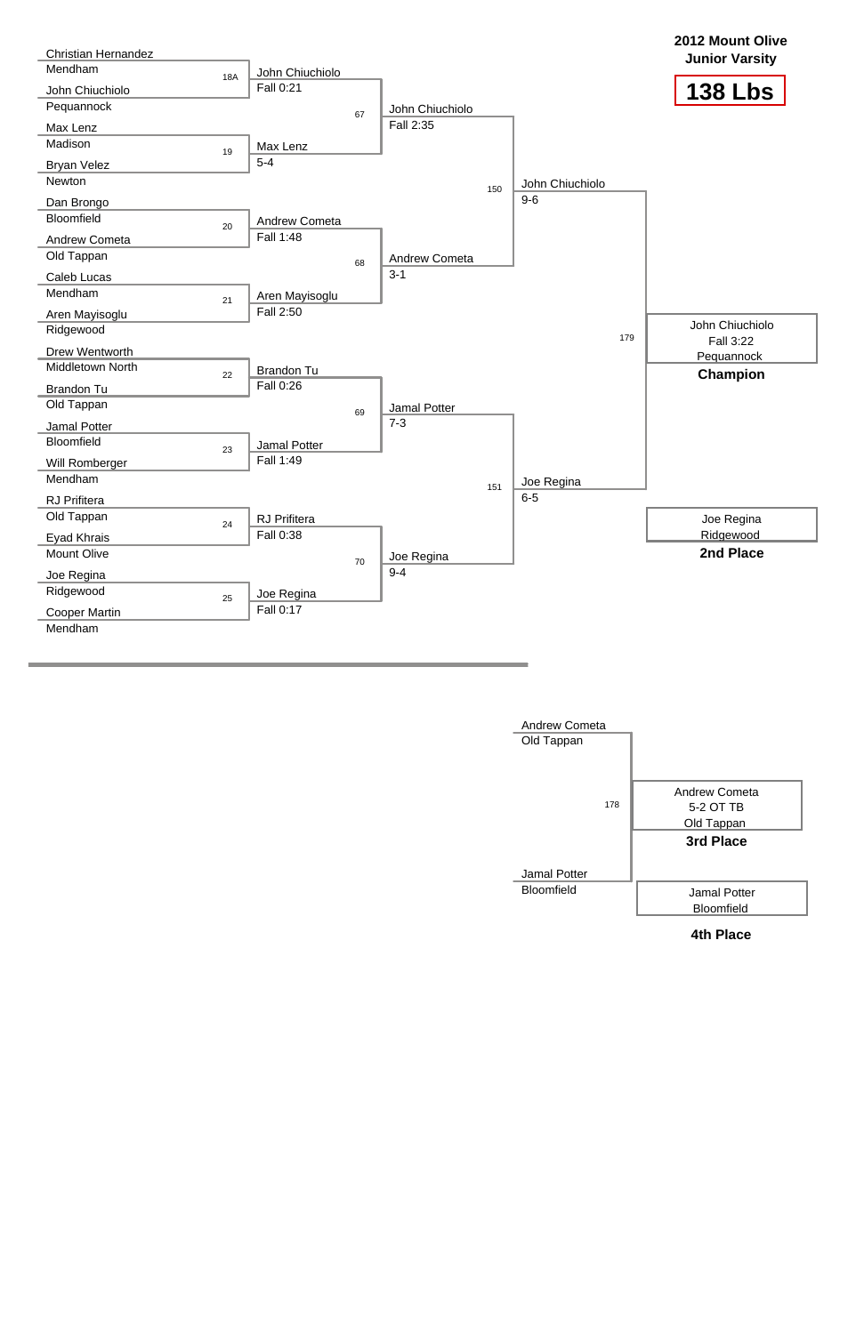## 2012 Mount Olive Junior Varsity

# 138 Lbs

### Championship Bracket

**First Round**

| Bout | Wrestler 1 | Wrestler 2 | Winner | Result |
|---|---|---|---|---|
| 18A | Christian Hernandez (Mendham) | John Chiuchiolo (Pequannock) | John Chiuchiolo | Fall 0:21 |
| 19 | Max Lenz (Madison) | Bryan Velez (Newton) | Max Lenz | 5-4 |
| 20 | Dan Brongo (Bloomfield) | Andrew Cometa (Old Tappan) | Andrew Cometa | Fall 1:48 |
| 21 | Caleb Lucas (Mendham) | Aren Mayisoglu (Ridgewood) | Aren Mayisoglu | Fall 2:50 |
| 22 | Drew Wentworth (Middletown North) | Brandon Tu (Old Tappan) | Brandon Tu | Fall 0:26 |
| 23 | Jamal Potter (Bloomfield) | Will Romberger (Mendham) | Jamal Potter | Fall 1:49 |
| 24 | RJ Prifitera (Old Tappan) | Eyad Khrais (Mount Olive) | RJ Prifitera | Fall 0:38 |
| 25 | Joe Regina (Ridgewood) | Cooper Martin (Mendham) | Joe Regina | Fall 0:17 |

**Quarterfinals**

| Bout | Winner | Result |
|---|---|---|
| 67 | John Chiuchiolo | Fall 2:35 |
| 68 | Andrew Cometa | 3-1 |
| 69 | Jamal Potter | 7-3 |
| 70 | Joe Regina | 9-4 |

**Semifinals**

| Bout | Winner | Result |
|---|---|---|
| 150 | John Chiuchiolo | 9-6 |
| 151 | Joe Regina | 6-5 |

**Final (179)**

John Chiuchiolo, Fall 3:22, Pequannock — **Champion**

Joe Regina, Ridgewood — **2nd Place**

### 3rd Place Bout (178)

Andrew Cometa (Old Tappan) vs. Jamal Potter (Bloomfield)

Andrew Cometa, 5-2 OT TB, Old Tappan — **3rd Place**

Jamal Potter, Bloomfield — **4th Place**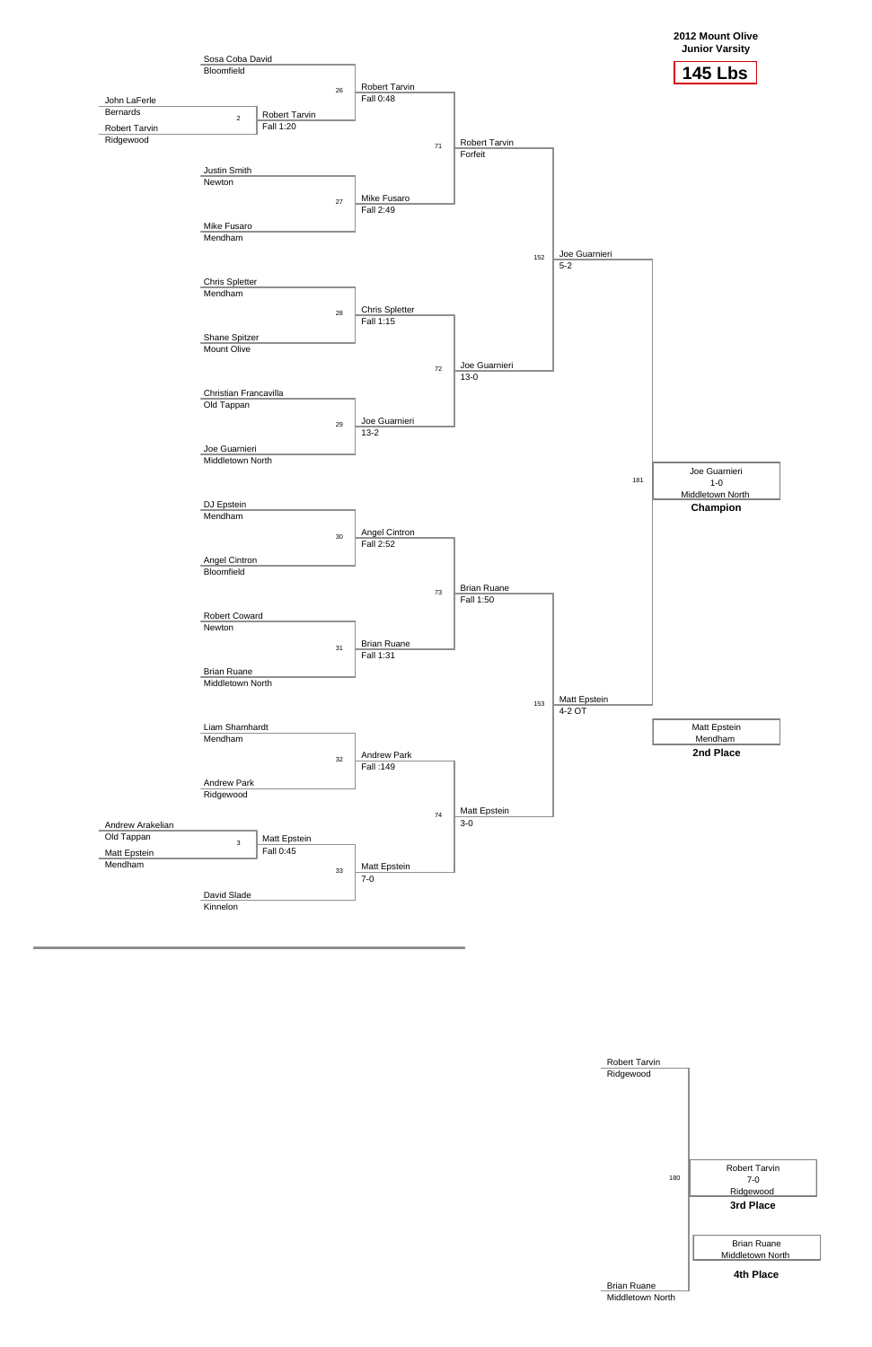**2012 Mount Olive**
**Junior Varsity**

# 145 Lbs

## Championship Bracket

### Preliminary Round

| Bout | Wrestler 1 | Team | Wrestler 2 | Team | Winner | Result |
| --- | --- | --- | --- | --- | --- | --- |
| 2 | John LaFerle | Bernards | Robert Tarvin | Ridgewood | Robert Tarvin | Fall 1:20 |
| 3 | Andrew Arakelian | Old Tappan | Matt Epstein | Mendham | Matt Epstein | Fall 0:45 |

### First Round

| Bout | Wrestler 1 | Team | Wrestler 2 | Team | Winner | Result |
| --- | --- | --- | --- | --- | --- | --- |
| 26 | Sosa Coba David | Bloomfield | Robert Tarvin | Ridgewood | Robert Tarvin | Fall 0:48 |
| 27 | Justin Smith | Newton | Mike Fusaro | Mendham | Mike Fusaro | Fall 2:49 |
| 28 | Chris Spletter | Mendham | Shane Spitzer | Mount Olive | Chris Spletter | Fall 1:15 |
| 29 | Christian Francavilla | Old Tappan | Joe Guarnieri | Middletown North | Joe Guarnieri | 13-2 |
| 30 | DJ Epstein | Mendham | Angel Cintron | Bloomfield | Angel Cintron | Fall 2:52 |
| 31 | Robert Coward | Newton | Brian Ruane | Middletown North | Brian Ruane | Fall 1:31 |
| 32 | Liam Shamhardt | Mendham | Andrew Park | Ridgewood | Andrew Park | Fall :149 |
| 33 | Matt Epstein | Mendham | David Slade | Kinnelon | Matt Epstein | 7-0 |

### Quarterfinals

| Bout | Winner | Result |
| --- | --- | --- |
| 71 | Robert Tarvin | Forfeit |
| 72 | Joe Guarnieri | 13-0 |
| 73 | Brian Ruane | Fall 1:50 |
| 74 | Matt Epstein | 3-0 |

### Semifinals

| Bout | Winner | Result |
| --- | --- | --- |
| 152 | Joe Guarnieri | 5-2 |
| 153 | Matt Epstein | 4-2 OT |

### Final

| Bout | Winner | Result |
| --- | --- | --- |
| 181 | Joe Guarnieri (Middletown North) | 1-0 |

**Champion:** Joe Guarnieri, Middletown North

**2nd Place:** Matt Epstein, Mendham

## Third Place Match

| Bout | Wrestler 1 | Team | Wrestler 2 | Team | Winner | Result |
| --- | --- | --- | --- | --- | --- | --- |
| 180 | Robert Tarvin | Ridgewood | Brian Ruane | Middletown North | Robert Tarvin | 7-0 |

**3rd Place:** Robert Tarvin, Ridgewood

**4th Place:** Brian Ruane, Middletown North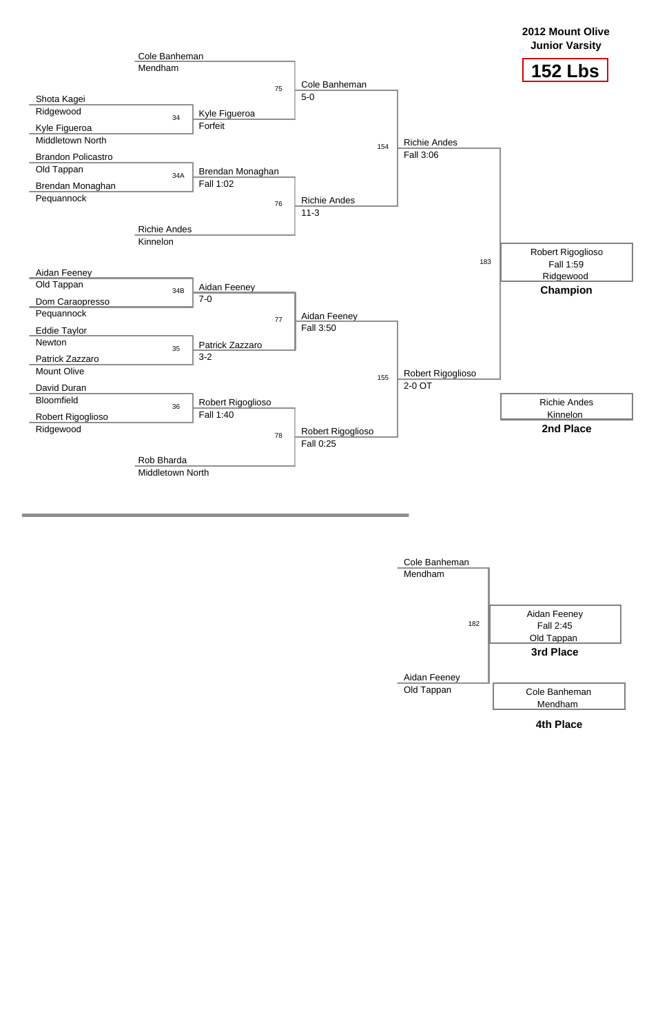# 2012 Mount Olive Junior Varsity

## 152 Lbs

### Championship Bracket

**First Round**

| Bout | Wrestler 1 | Wrestler 2 | Winner | Result |
|---|---|---|---|---|
| 34 | Shota Kagei (Ridgewood) | Kyle Figueroa (Middletown North) | Kyle Figueroa | Forfeit |
| 34A | Brandon Policastro (Old Tappan) | Brendan Monaghan (Pequannock) | Brendan Monaghan | Fall 1:02 |
| 34B | Aidan Feeney (Old Tappan) | Dom Caraopresso (Pequannock) | Aidan Feeney | 7-0 |
| 35 | Eddie Taylor (Newton) | Patrick Zazzaro (Mount Olive) | Patrick Zazzaro | 3-2 |
| 36 | David Duran (Bloomfield) | Robert Rigoglioso (Ridgewood) | Robert Rigoglioso | Fall 1:40 |

**Quarterfinals**

| Bout | Wrestler 1 | Wrestler 2 | Winner | Result |
|---|---|---|---|---|
| 75 | Cole Banheman (Mendham) | Kyle Figueroa | Cole Banheman | 5-0 |
| 76 | Brendan Monaghan | Richie Andes (Kinnelon) | Richie Andes | 11-3 |
| 77 | Aidan Feeney | Patrick Zazzaro | Aidan Feeney | Fall 3:50 |
| 78 | Robert Rigoglioso | Rob Bharda (Middletown North) | Robert Rigoglioso | Fall 0:25 |

**Semifinals**

| Bout | Wrestler 1 | Wrestler 2 | Winner | Result |
|---|---|---|---|---|
| 154 | Cole Banheman | Richie Andes | Richie Andes | Fall 3:06 |
| 155 | Aidan Feeney | Robert Rigoglioso | Robert Rigoglioso | 2-0 OT |

**Final (183)**

Robert Rigoglioso, Fall 1:59, Ridgewood — **Champion**

Richie Andes, Kinnelon — **2nd Place**

### 3rd Place Bout (182)

Cole Banheman (Mendham) vs. Aidan Feeney (Old Tappan)

Aidan Feeney, Fall 2:45, Old Tappan — **3rd Place**

Cole Banheman, Mendham — **4th Place**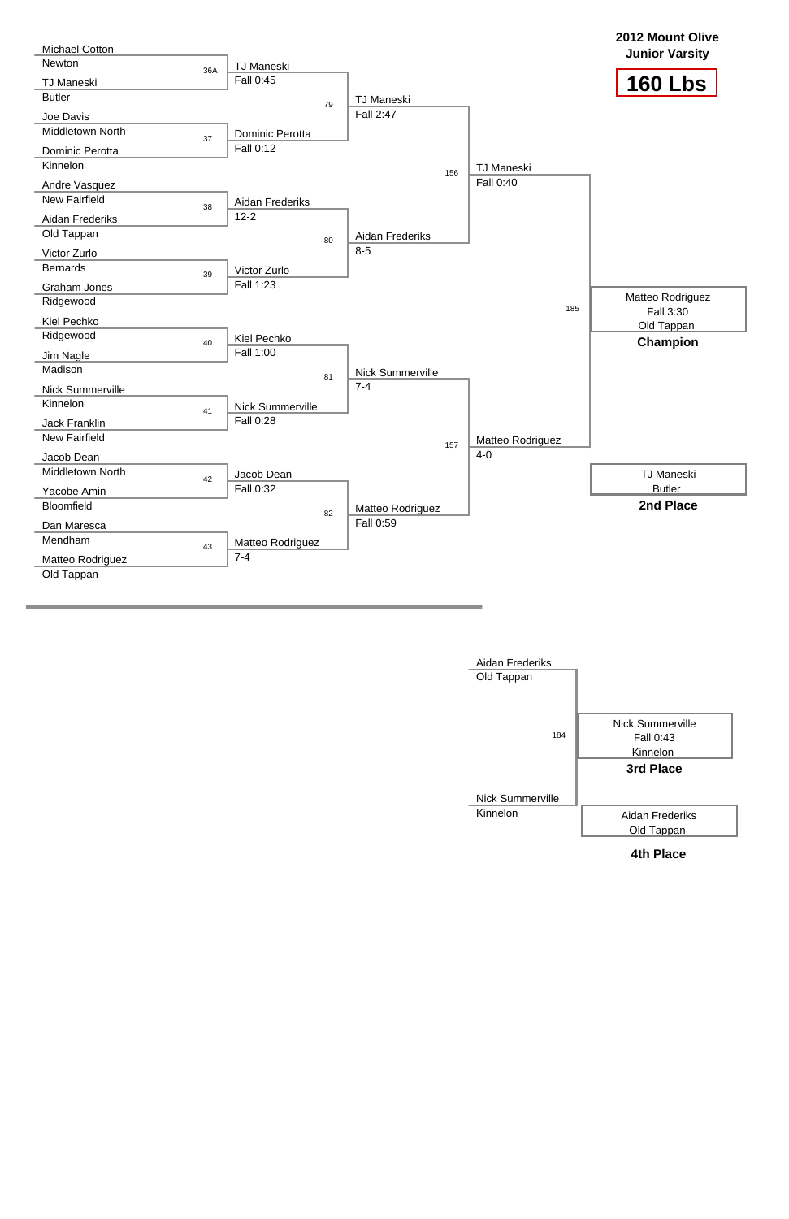# 2012 Mount Olive Junior Varsity

## 160 Lbs

### First Round

| Bout | Wrestler 1 | Wrestler 2 | Winner | Result |
|---|---|---|---|---|
| 36A | Michael Cotton (Newton) | TJ Maneski (Butler) | TJ Maneski | Fall 0:45 |
| 37 | Joe Davis (Middletown North) | Dominic Perotta (Kinnelon) | Dominic Perotta | Fall 0:12 |
| 38 | Andre Vasquez (New Fairfield) | Aidan Frederiks (Old Tappan) | Aidan Frederiks | 12-2 |
| 39 | Victor Zurlo (Bernards) | Graham Jones (Ridgewood) | Victor Zurlo | Fall 1:23 |
| 40 | Kiel Pechko (Ridgewood) | Jim Nagle (Madison) | Kiel Pechko | Fall 1:00 |
| 41 | Nick Summerville (Kinnelon) | Jack Franklin (New Fairfield) | Nick Summerville | Fall 0:28 |
| 42 | Jacob Dean (Middletown North) | Yacobe Amin (Bloomfield) | Jacob Dean | Fall 0:32 |
| 43 | Dan Maresca (Mendham) | Matteo Rodriguez (Old Tappan) | Matteo Rodriguez | 7-4 |

### Quarterfinals

| Bout | Winner | Result |
|---|---|---|
| 79 | TJ Maneski | Fall 2:47 |
| 80 | Aidan Frederiks | 8-5 |
| 81 | Nick Summerville | 7-4 |
| 82 | Matteo Rodriguez | Fall 0:59 |

### Semifinals

| Bout | Winner | Result |
|---|---|---|
| 156 | TJ Maneski | Fall 0:40 |
| 157 | Matteo Rodriguez | 4-0 |

### Final (Bout 185)

**Champion:** Matteo Rodriguez, Fall 3:30, Old Tappan

**2nd Place:** TJ Maneski, Butler

### 3rd Place Match (Bout 184)

Aidan Frederiks (Old Tappan) vs. Nick Summerville (Kinnelon)

**3rd Place:** Nick Summerville, Fall 0:43, Kinnelon

**4th Place:** Aidan Frederiks, Old Tappan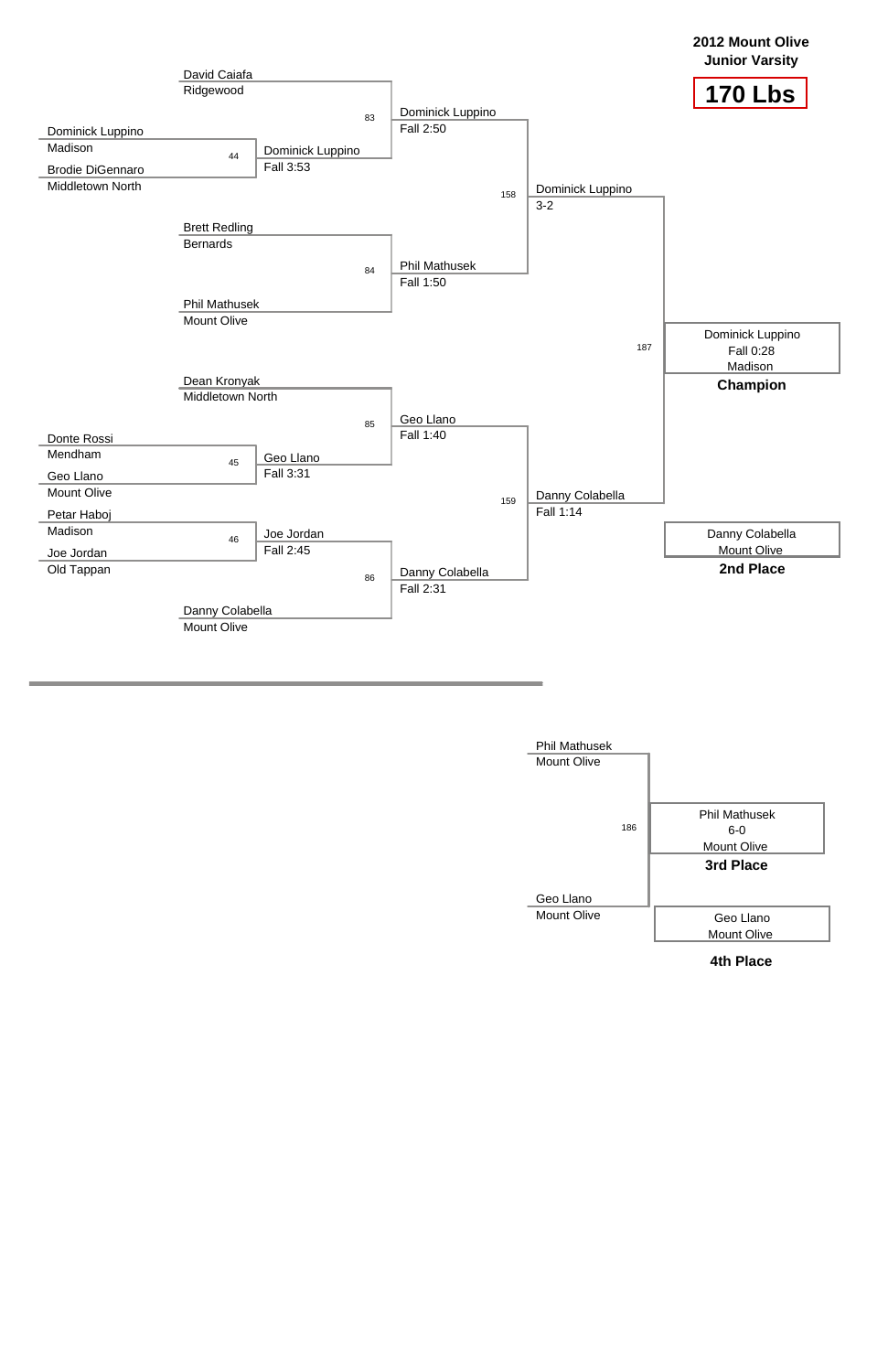# 2012 Mount Olive Junior Varsity

## 170 Lbs

### Championship Bracket

**Round 1**

- Match 44: Dominick Luppino (Madison) vs. Brodie DiGennaro (Middletown North) — Dominick Luppino, Fall 3:53
- Match 45: Donte Rossi (Mendham) vs. Geo Llano (Mount Olive) — Geo Llano, Fall 3:31
- Match 46: Petar Haboj (Madison) vs. Joe Jordan (Old Tappan) — Joe Jordan, Fall 2:45

**Quarterfinals**

- Match 83: David Caiafa (Ridgewood) vs. Dominick Luppino — Dominick Luppino, Fall 2:50
- Match 84: Brett Redling (Bernards) vs. Phil Mathusek (Mount Olive) — Phil Mathusek, Fall 1:50
- Match 85: Dean Kronyak (Middletown North) vs. Geo Llano — Geo Llano, Fall 1:40
- Match 86: Joe Jordan vs. Danny Colabella (Mount Olive) — Danny Colabella, Fall 2:31

**Semifinals**

- Match 158: Dominick Luppino vs. Phil Mathusek — Dominick Luppino, 3-2
- Match 159: Geo Llano vs. Danny Colabella — Danny Colabella, Fall 1:14

**Final**

- Match 187: Dominick Luppino vs. Danny Colabella — Dominick Luppino, Fall 0:28

**Champion:** Dominick Luppino, Fall 0:28, Madison

**2nd Place:** Danny Colabella, Mount Olive

### 3rd Place Match

- Match 186: Phil Mathusek (Mount Olive) vs. Geo Llano (Mount Olive) — Phil Mathusek, 6-0

**3rd Place:** Phil Mathusek, 6-0, Mount Olive

**4th Place:** Geo Llano, Mount Olive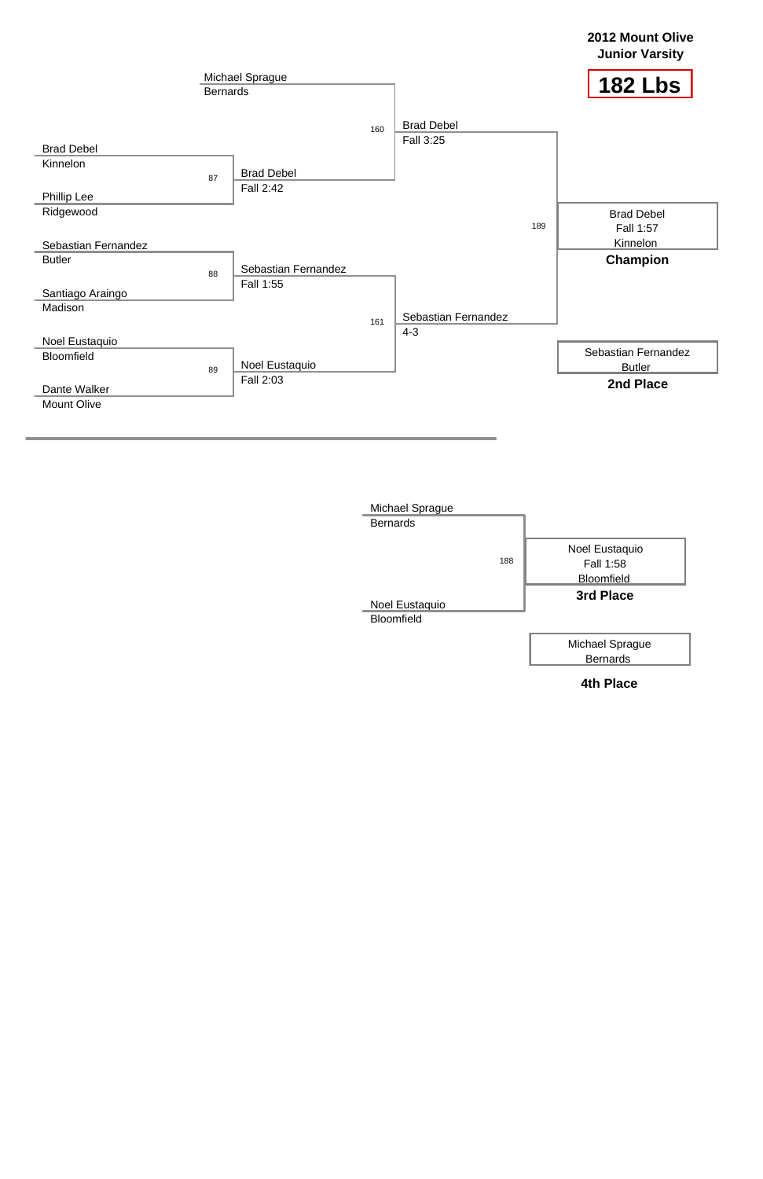**2012 Mount Olive Junior Varsity**

# 182 Lbs

## Championship Bracket

| Round 1 | | Semifinals | | Final | | Result |
|---|---|---|---|---|---|---|
| | | Michael Sprague (Bernards) | | | | |
| Brad Debel (Kinnelon) | 87 | Brad Debel — Fall 2:42 | 160 | Brad Debel — Fall 3:25 | | |
| Phillip Lee (Ridgewood) | | | | | 189 | Brad Debel — Fall 1:57 — Kinnelon — **Champion** |
| Sebastian Fernandez (Butler) | 88 | Sebastian Fernandez — Fall 1:55 | | | | |
| Santiago Araingo (Madison) | | | 161 | Sebastian Fernandez — 4-3 | | Sebastian Fernandez — Butler — **2nd Place** |
| Noel Eustaquio (Bloomfield) | 89 | Noel Eustaquio — Fall 2:03 | | | | |
| Dante Walker (Mount Olive) | | | | | | |

## 3rd Place Match

| Wrestler | Bout | Result |
|---|---|---|
| Michael Sprague (Bernards) | 188 | Noel Eustaquio — Fall 1:58 — Bloomfield — **3rd Place** |
| Noel Eustaquio (Bloomfield) | | Michael Sprague — Bernards — **4th Place** |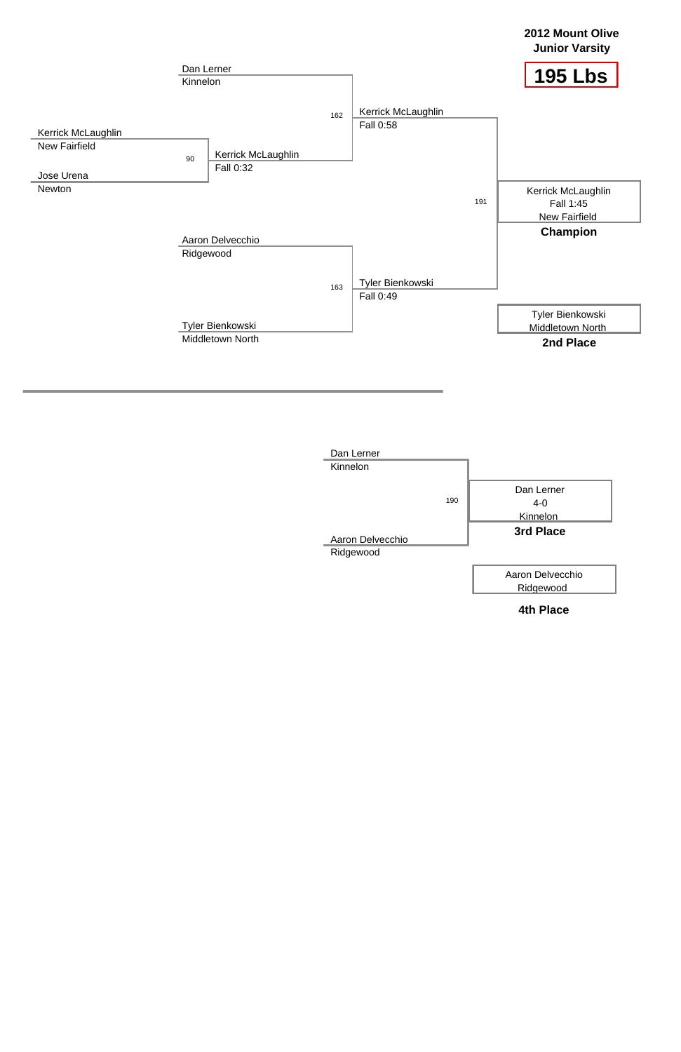**2012 Mount Olive Junior Varsity**

# 195 Lbs

## Championship Bracket

Kerrick McLaughlin
New Fairfield

Jose Urena
Newton

Bout 90: Kerrick McLaughlin — Fall 0:32

Dan Lerner
Kinnelon

Bout 162: Kerrick McLaughlin — Fall 0:58

Aaron Delvecchio
Ridgewood

Tyler Bienkowski
Middletown North

Bout 163: Tyler Bienkowski — Fall 0:49

Bout 191: Kerrick McLaughlin — Fall 1:45 — New Fairfield

**Champion**

Tyler Bienkowski
Middletown North

**2nd Place**

## Consolation Bracket

Dan Lerner
Kinnelon

Aaron Delvecchio
Ridgewood

Bout 190: Dan Lerner — 4-0 — Kinnelon

**3rd Place**

Aaron Delvecchio
Ridgewood

**4th Place**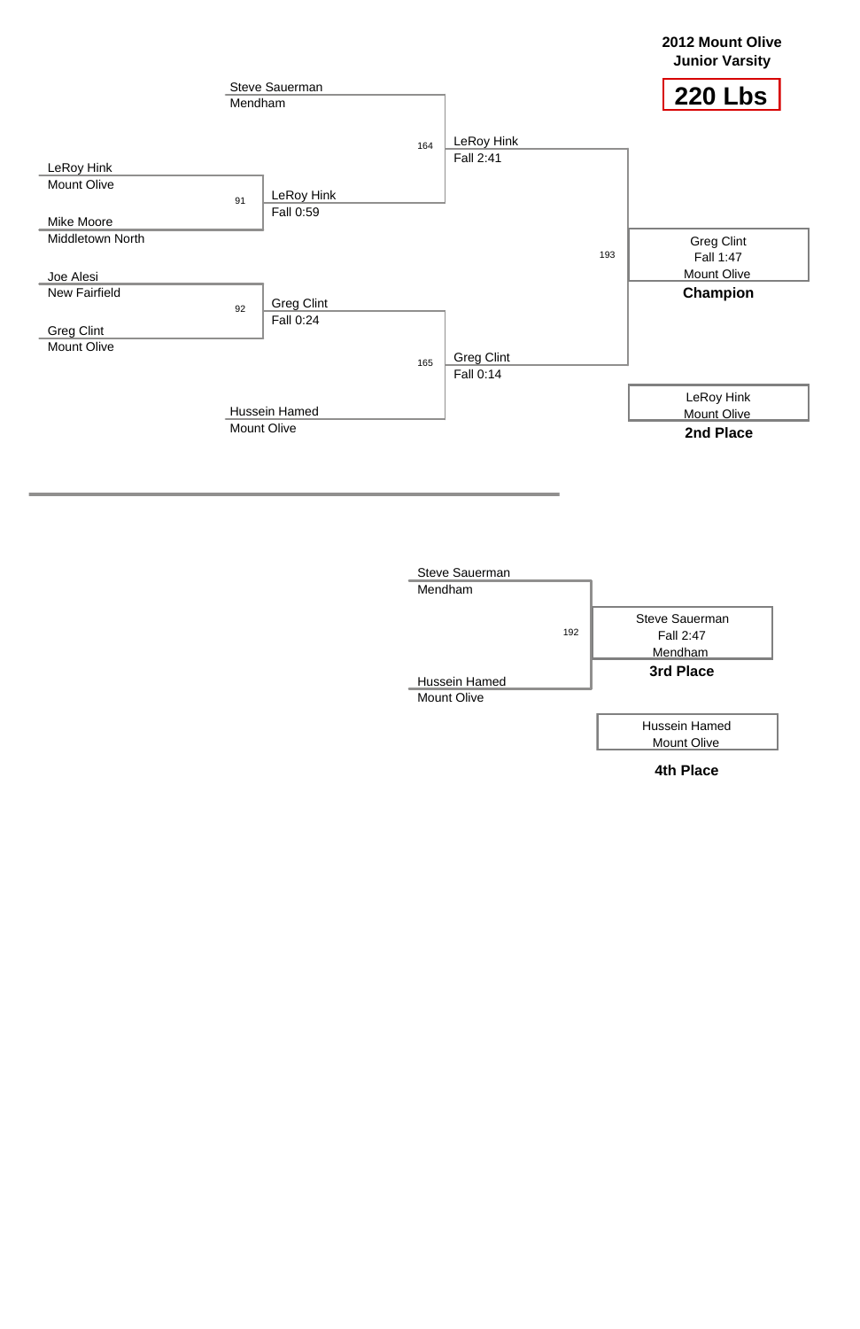**2012 Mount Olive Junior Varsity**

## 220 Lbs

### Championship Bracket

**First Round**

- Match 91: LeRoy Hink (Mount Olive) vs. Mike Moore (Middletown North) — Winner: LeRoy Hink, Fall 0:59
- Match 92: Joe Alesi (New Fairfield) vs. Greg Clint (Mount Olive) — Winner: Greg Clint, Fall 0:24

**Semifinals**

- Match 164: Steve Sauerman (Mendham) vs. LeRoy Hink — Winner: LeRoy Hink, Fall 2:41
- Match 165: Greg Clint vs. Hussein Hamed (Mount Olive) — Winner: Greg Clint, Fall 0:14

**Final**

- Match 193: LeRoy Hink vs. Greg Clint — Winner: Greg Clint, Fall 1:47

**Champion:** Greg Clint, Fall 1:47, Mount Olive

**2nd Place:** LeRoy Hink, Mount Olive

### Consolation Bracket

- Match 192: Steve Sauerman (Mendham) vs. Hussein Hamed (Mount Olive) — Winner: Steve Sauerman, Fall 2:47

**3rd Place:** Steve Sauerman, Fall 2:47, Mendham

**4th Place:** Hussein Hamed, Mount Olive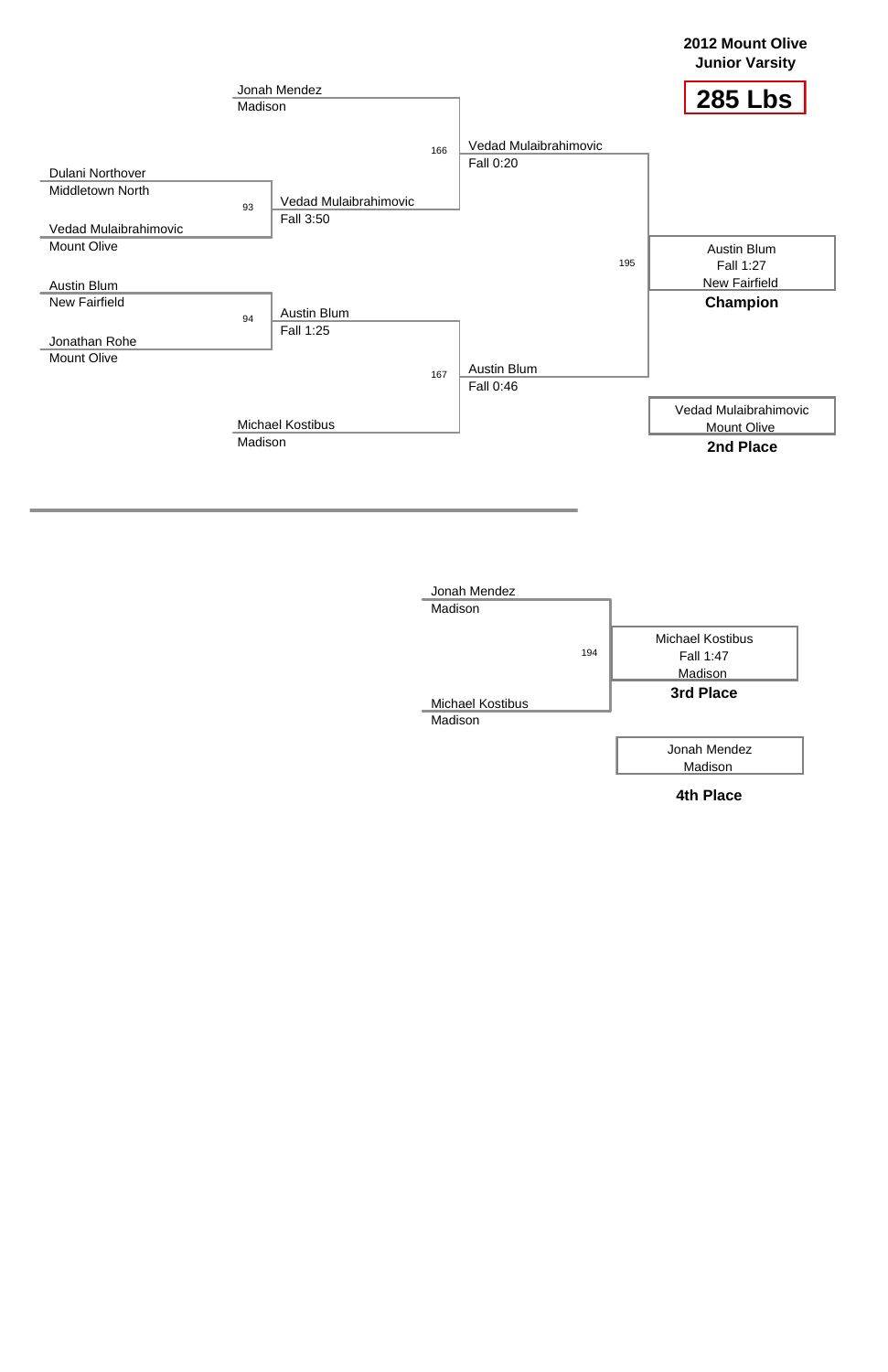**2012 Mount Olive Junior Varsity**

# 285 Lbs

## Championship Bracket

**Bout 93**
- Dulani Northover — Middletown North
- Vedad Mulaibrahimovic — Mount Olive
- Winner: Vedad Mulaibrahimovic — Fall 3:50

**Bout 94**
- Austin Blum — New Fairfield
- Jonathan Rohe — Mount Olive
- Winner: Austin Blum — Fall 1:25

**Bout 166**
- Jonah Mendez — Madison
- Vedad Mulaibrahimovic
- Winner: Vedad Mulaibrahimovic — Fall 0:20

**Bout 167**
- Austin Blum
- Michael Kostibus — Madison
- Winner: Austin Blum — Fall 0:46

**Bout 195**
- Vedad Mulaibrahimovic
- Austin Blum
- Winner: Austin Blum — Fall 1:27 — New Fairfield

**Champion:** Austin Blum — New Fairfield

**2nd Place:** Vedad Mulaibrahimovic — Mount Olive

## 3rd Place Bout

**Bout 194**
- Jonah Mendez — Madison
- Michael Kostibus — Madison
- Winner: Michael Kostibus — Fall 1:47 — Madison

**3rd Place:** Michael Kostibus — Madison

**4th Place:** Jonah Mendez — Madison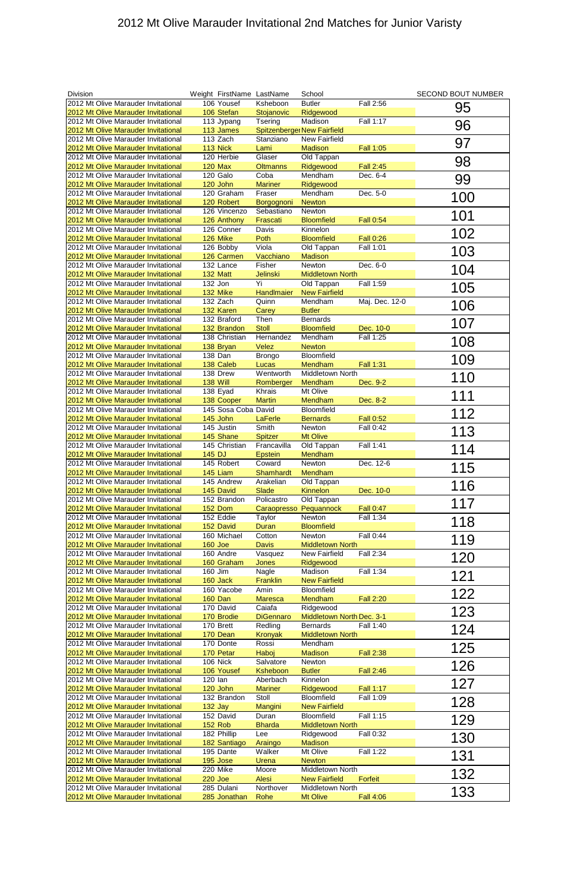# 2012 Mt Olive Marauder Invitational 2nd Matches for Junior Varisty

| Division | Weight | FirstName | LastName | School | | SECOND BOUT NUMBER |
|---|---|---|---|---|---|---|
| 2012 Mt Olive Marauder Invitational | 106 | Yousef | Ksheboon | Butler | Fall 2:56 | 95 |
| 2012 Mt Olive Marauder Invitational | 106 | Stefan | Stojanovic | Ridgewood | | |
| 2012 Mt Olive Marauder Invitational | 113 | Jypang | Tsering | Madison | Fall 1:17 | 96 |
| 2012 Mt Olive Marauder Invitational | 113 | James | Spitzenberger | New Fairfield | | |
| 2012 Mt Olive Marauder Invitational | 113 | Zach | Stanziano | New Fairfield | | 97 |
| 2012 Mt Olive Marauder Invitational | 113 | Nick | Lami | Madison | Fall 1:05 | |
| 2012 Mt Olive Marauder Invitational | 120 | Herbie | Glaser | Old Tappan | | 98 |
| 2012 Mt Olive Marauder Invitational | 120 | Max | Oltmanns | Ridgewood | Fall 2:45 | |
| 2012 Mt Olive Marauder Invitational | 120 | Galo | Coba | Mendham | Dec. 6-4 | 99 |
| 2012 Mt Olive Marauder Invitational | 120 | John | Mariner | Ridgewood | | |
| 2012 Mt Olive Marauder Invitational | 120 | Graham | Fraser | Mendham | Dec. 5-0 | 100 |
| 2012 Mt Olive Marauder Invitational | 120 | Robert | Borgognoni | Newton | | |
| 2012 Mt Olive Marauder Invitational | 126 | Vincenzo | Sebastiano | Newton | | 101 |
| 2012 Mt Olive Marauder Invitational | 126 | Anthony | Frascati | Bloomfield | Fall 0:54 | |
| 2012 Mt Olive Marauder Invitational | 126 | Conner | Davis | Kinnelon | | 102 |
| 2012 Mt Olive Marauder Invitational | 126 | Mike | Poth | Bloomfield | Fall 0:26 | |
| 2012 Mt Olive Marauder Invitational | 126 | Bobby | Viola | Old Tappan | Fall 1:01 | 103 |
| 2012 Mt Olive Marauder Invitational | 126 | Carmen | Vacchiano | Madison | | |
| 2012 Mt Olive Marauder Invitational | 132 | Lance | Fisher | Newton | Dec. 6-0 | 104 |
| 2012 Mt Olive Marauder Invitational | 132 | Matt | Jelinski | Middletown North | | |
| 2012 Mt Olive Marauder Invitational | 132 | Jon | Yi | Old Tappan | Fall 1:59 | 105 |
| 2012 Mt Olive Marauder Invitational | 132 | Mike | Handlmaier | New Fairfield | | |
| 2012 Mt Olive Marauder Invitational | 132 | Zach | Quinn | Mendham | Maj. Dec. 12-0 | 106 |
| 2012 Mt Olive Marauder Invitational | 132 | Karen | Carey | Butler | | |
| 2012 Mt Olive Marauder Invitational | 132 | Braford | Then | Bernards | | 107 |
| 2012 Mt Olive Marauder Invitational | 132 | Brandon | Stoll | Bloomfield | Dec. 10-0 | |
| 2012 Mt Olive Marauder Invitational | 138 | Christian | Hernandez | Mendham | Fall 1:25 | 108 |
| 2012 Mt Olive Marauder Invitational | 138 | Bryan | Velez | Newton | | |
| 2012 Mt Olive Marauder Invitational | 138 | Dan | Brongo | Bloomfield | | 109 |
| 2012 Mt Olive Marauder Invitational | 138 | Caleb | Lucas | Mendham | Fall 1:31 | |
| 2012 Mt Olive Marauder Invitational | 138 | Drew | Wentworth | Middletown North | | 110 |
| 2012 Mt Olive Marauder Invitational | 138 | Will | Romberger | Mendham | Dec. 9-2 | |
| 2012 Mt Olive Marauder Invitational | 138 | Eyad | Khrais | Mt Olive | | 111 |
| 2012 Mt Olive Marauder Invitational | 138 | Cooper | Martin | Mendham | Dec. 8-2 | |
| 2012 Mt Olive Marauder Invitational | 145 | Sosa Coba | David | Bloomfield | | 112 |
| 2012 Mt Olive Marauder Invitational | 145 | John | LaFerle | Bernards | Fall 0:52 | |
| 2012 Mt Olive Marauder Invitational | 145 | Justin | Smith | Newton | Fall 0:42 | 113 |
| 2012 Mt Olive Marauder Invitational | 145 | Shane | Spitzer | Mt Olive | | |
| 2012 Mt Olive Marauder Invitational | 145 | Christian | Francavilla | Old Tappan | Fall 1:41 | 114 |
| 2012 Mt Olive Marauder Invitational | 145 | DJ | Epstein | Mendham | | |
| 2012 Mt Olive Marauder Invitational | 145 | Robert | Coward | Newton | Dec. 12-6 | 115 |
| 2012 Mt Olive Marauder Invitational | 145 | Liam | Shamhardt | Mendham | | |
| 2012 Mt Olive Marauder Invitational | 145 | Andrew | Arakelian | Old Tappan | | 116 |
| 2012 Mt Olive Marauder Invitational | 145 | David | Slade | Kinnelon | Dec. 10-0 | |
| 2012 Mt Olive Marauder Invitational | 152 | Brandon | Policastro | Old Tappan | | 117 |
| 2012 Mt Olive Marauder Invitational | 152 | Dom | Caraopresso | Pequannock | Fall 0:47 | |
| 2012 Mt Olive Marauder Invitational | 152 | Eddie | Taylor | Newton | Fall 1:34 | 118 |
| 2012 Mt Olive Marauder Invitational | 152 | David | Duran | Bloomfield | | |
| 2012 Mt Olive Marauder Invitational | 160 | Michael | Cotton | Newton | Fall 0:44 | 119 |
| 2012 Mt Olive Marauder Invitational | 160 | Joe | Davis | Middletown North | | |
| 2012 Mt Olive Marauder Invitational | 160 | Andre | Vasquez | New Fairfield | Fall 2:34 | 120 |
| 2012 Mt Olive Marauder Invitational | 160 | Graham | Jones | Ridgewood | | |
| 2012 Mt Olive Marauder Invitational | 160 | Jim | Nagle | Madison | Fall 1:34 | 121 |
| 2012 Mt Olive Marauder Invitational | 160 | Jack | Franklin | New Fairfield | | |
| 2012 Mt Olive Marauder Invitational | 160 | Yacobe | Amin | Bloomfield | | 122 |
| 2012 Mt Olive Marauder Invitational | 160 | Dan | Maresca | Mendham | Fall 2:20 | |
| 2012 Mt Olive Marauder Invitational | 170 | David | Caiafa | Ridgewood | | 123 |
| 2012 Mt Olive Marauder Invitational | 170 | Brodie | DiGennaro | Middletown North | Dec. 3-1 | |
| 2012 Mt Olive Marauder Invitational | 170 | Brett | Redling | Bernards | Fall 1:40 | 124 |
| 2012 Mt Olive Marauder Invitational | 170 | Dean | Kronyak | Middletown North | | |
| 2012 Mt Olive Marauder Invitational | 170 | Donte | Rossi | Mendham | | 125 |
| 2012 Mt Olive Marauder Invitational | 170 | Petar | Haboj | Madison | Fall 2:38 | |
| 2012 Mt Olive Marauder Invitational | 106 | Nick | Salvatore | Newton | | 126 |
| 2012 Mt Olive Marauder Invitational | 106 | Yousef | Ksheboon | Butler | Fall 2:46 | |
| 2012 Mt Olive Marauder Invitational | 120 | Ian | Aberbach | Kinnelon | | 127 |
| 2012 Mt Olive Marauder Invitational | 120 | John | Mariner | Ridgewood | Fall 1:17 | |
| 2012 Mt Olive Marauder Invitational | 132 | Brandon | Stoll | Bloomfield | Fall 1:09 | 128 |
| 2012 Mt Olive Marauder Invitational | 132 | Jay | Mangini | New Fairfield | | |
| 2012 Mt Olive Marauder Invitational | 152 | David | Duran | Bloomfield | Fall 1:15 | 129 |
| 2012 Mt Olive Marauder Invitational | 152 | Rob | Bharda | Middletown North | | |
| 2012 Mt Olive Marauder Invitational | 182 | Phillip | Lee | Ridgewood | Fall 0:32 | 130 |
| 2012 Mt Olive Marauder Invitational | 182 | Santiago | Araingo | Madison | | |
| 2012 Mt Olive Marauder Invitational | 195 | Dante | Walker | Mt Olive | Fall 1:22 | 131 |
| 2012 Mt Olive Marauder Invitational | 195 | Jose | Urena | Newton | | |
| 2012 Mt Olive Marauder Invitational | 220 | Mike | Moore | Middletown North | | 132 |
| 2012 Mt Olive Marauder Invitational | 220 | Joe | Alesi | New Fairfield | Forfeit | |
| 2012 Mt Olive Marauder Invitational | 285 | Dulani | Northover | Middletown North | | 133 |
| 2012 Mt Olive Marauder Invitational | 285 | Jonathan | Rohe | Mt Olive | Fall 4:06 | |